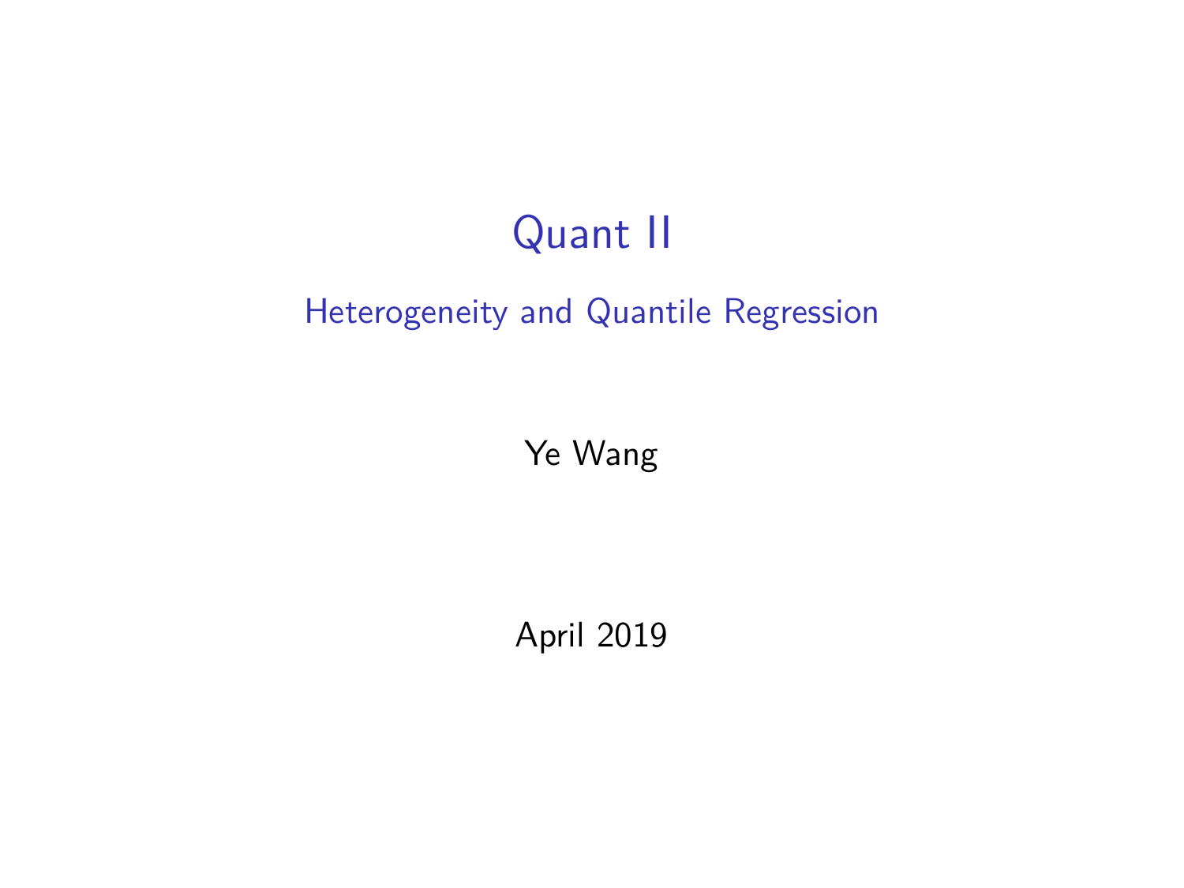# Quant II

## Heterogeneity and Quantile Regression

Ye Wang

April 2019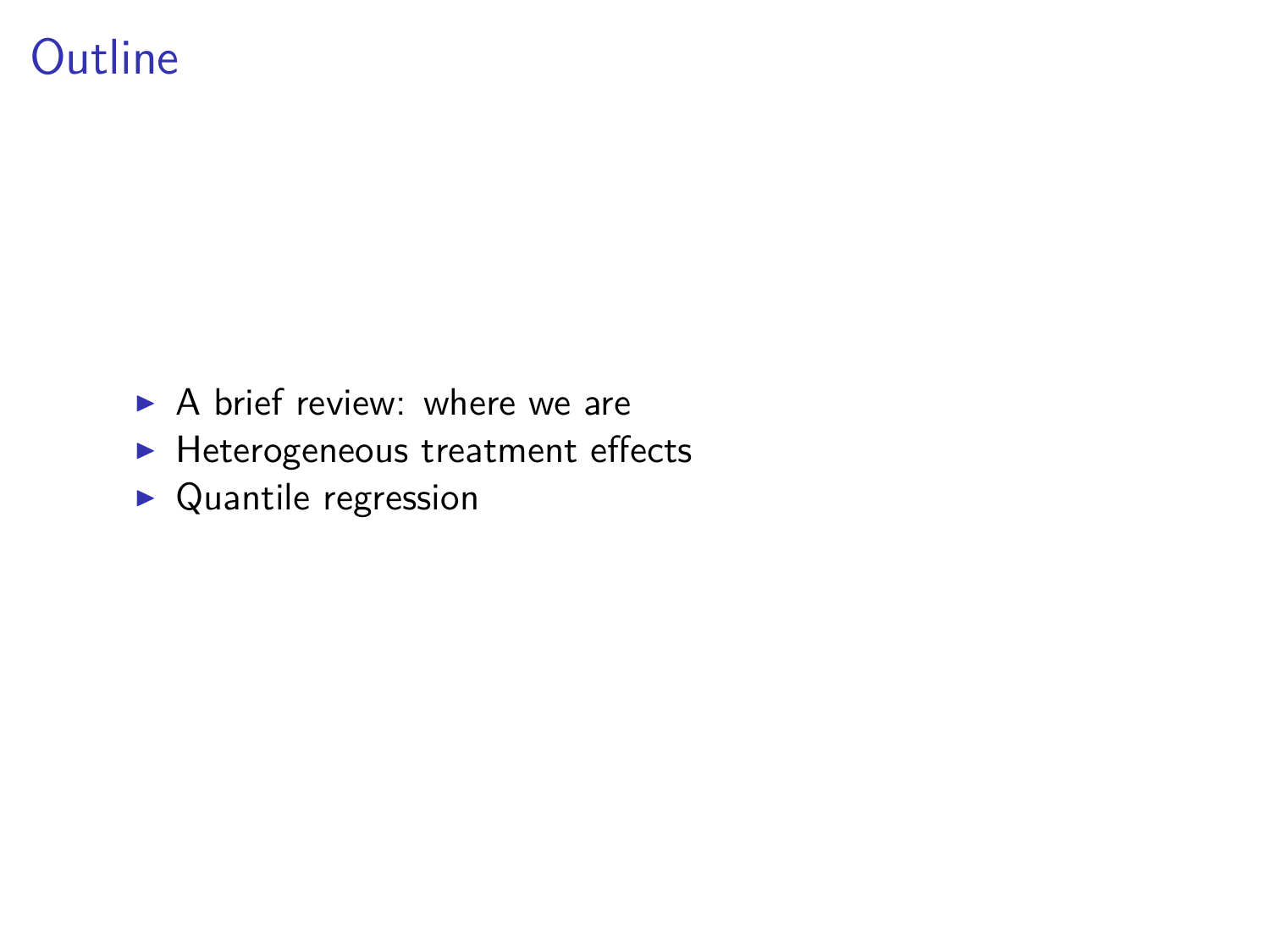# Outline

- A brief review: where we are
- Heterogeneous treatment effects
- Quantile regression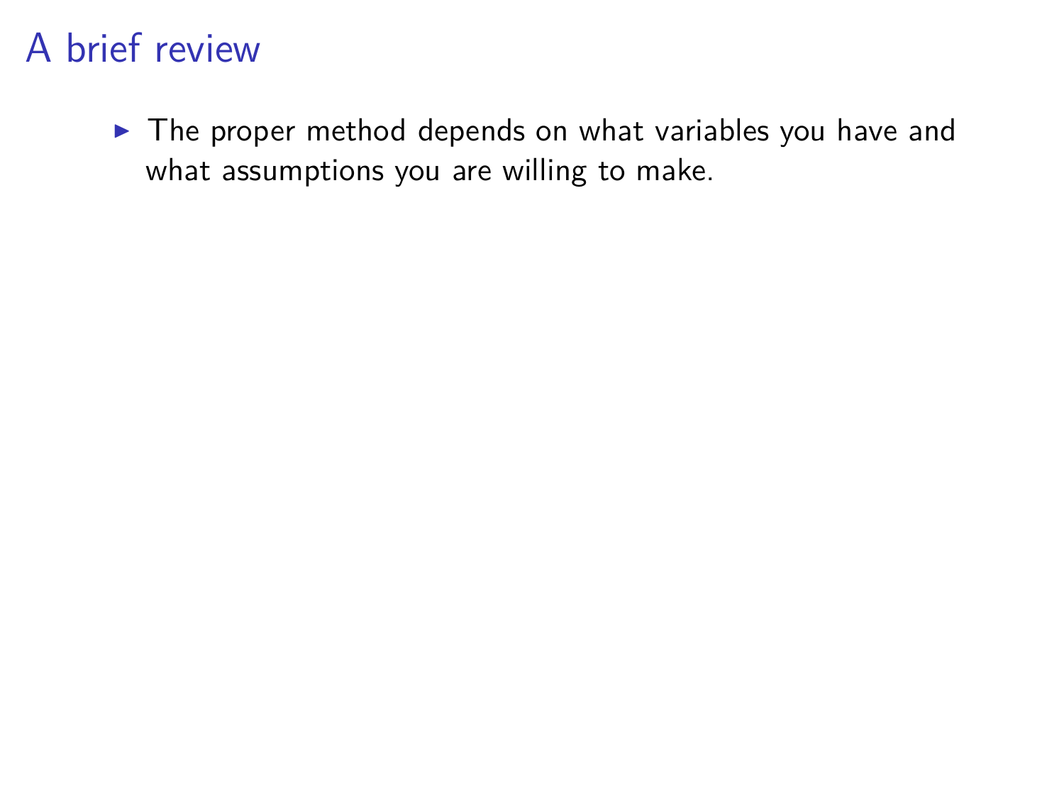# A brief review

- The proper method depends on what variables you have and what assumptions you are willing to make.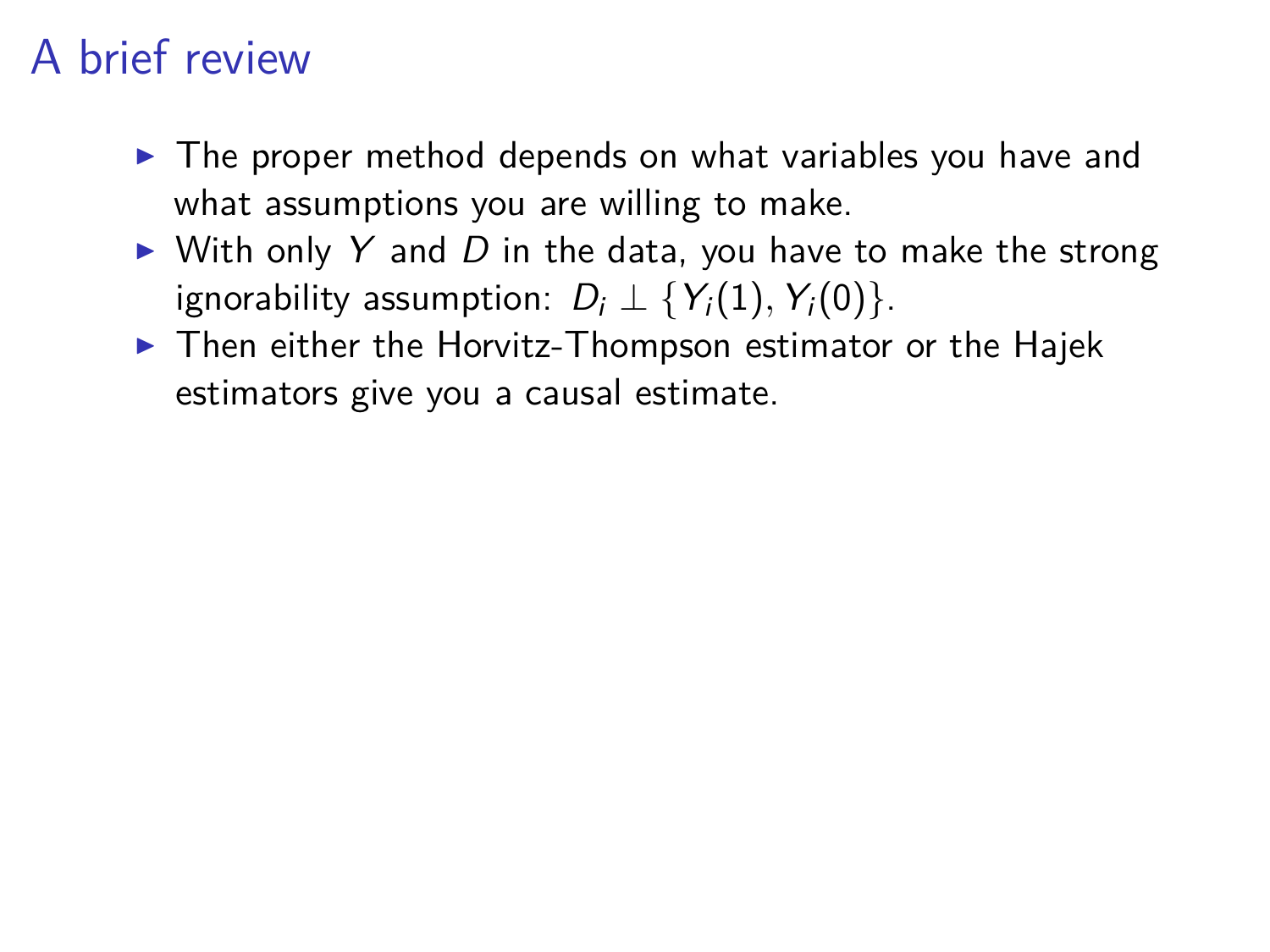# A brief review

- The proper method depends on what variables you have and what assumptions you are willing to make.
- With only $Y$ and $D$ in the data, you have to make the strong ignorability assumption: $D_i \perp \{Y_i(1), Y_i(0)\}$.
- Then either the Horvitz-Thompson estimator or the Hajek estimators give you a causal estimate.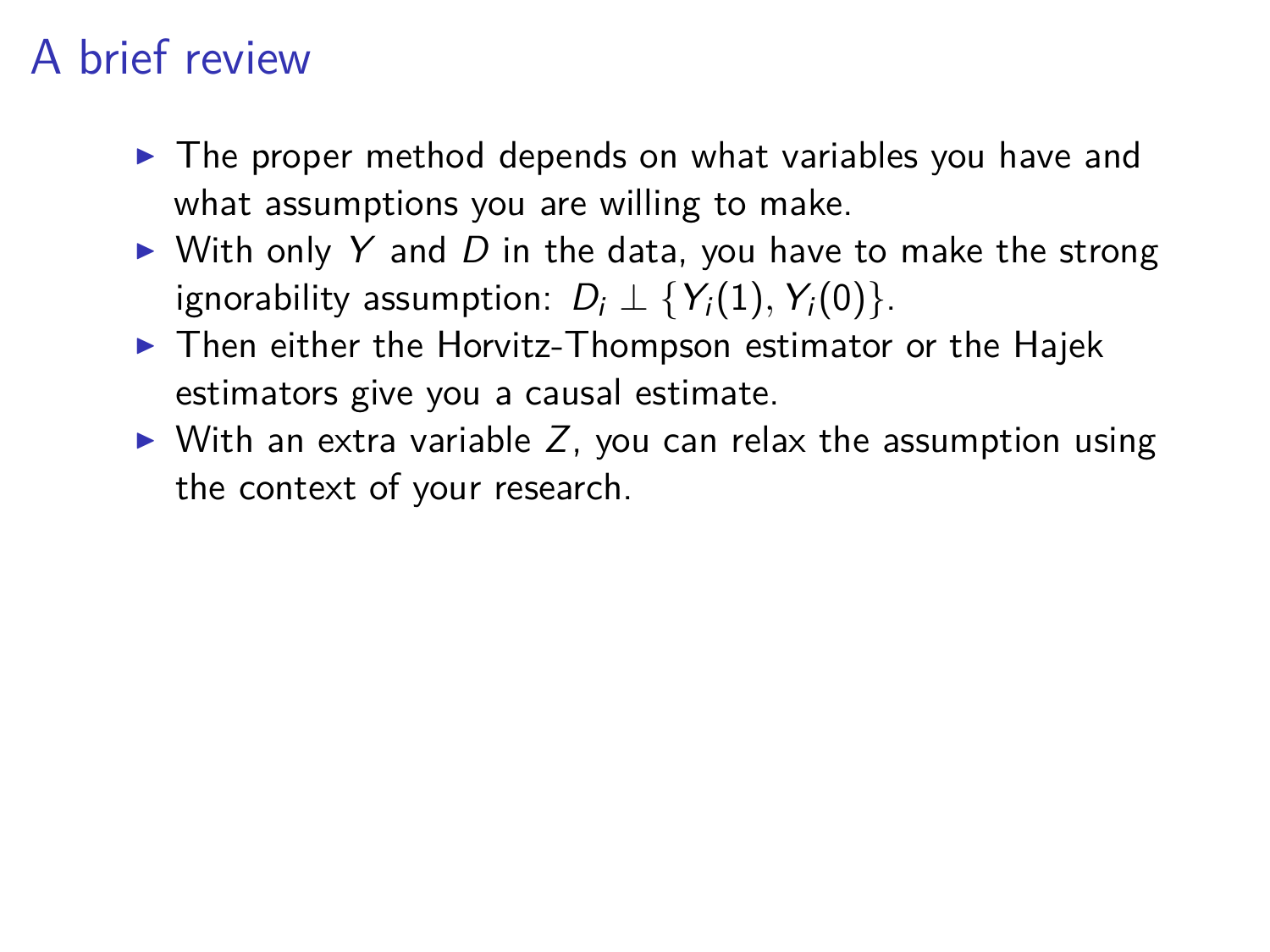# A brief review

- The proper method depends on what variables you have and what assumptions you are willing to make.
- With only $Y$ and $D$ in the data, you have to make the strong ignorability assumption: $D_i \perp \{Y_i(1), Y_i(0)\}$.
- Then either the Horvitz-Thompson estimator or the Hajek estimators give you a causal estimate.
- With an extra variable $Z$, you can relax the assumption using the context of your research.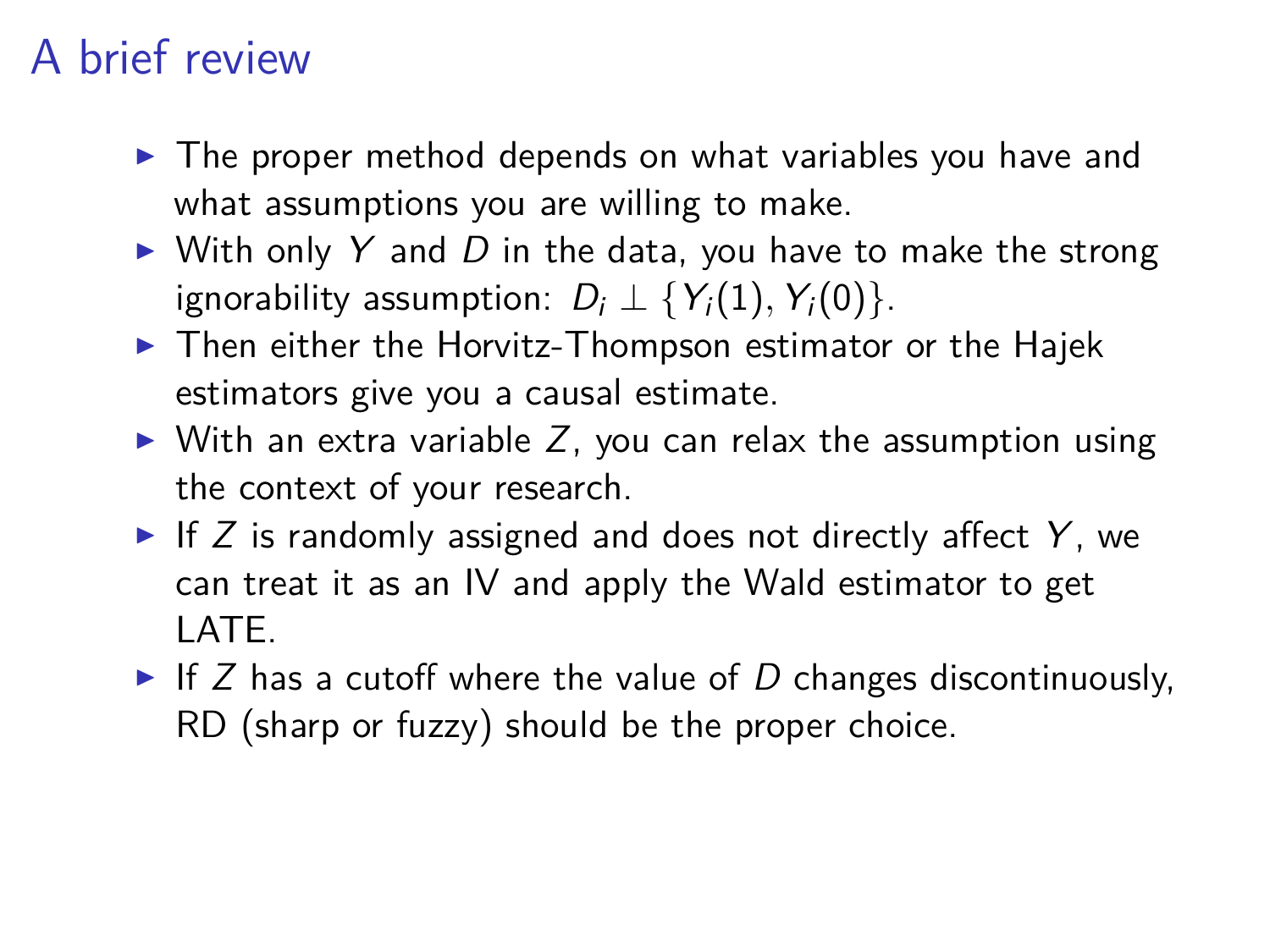# A brief review

- The proper method depends on what variables you have and what assumptions you are willing to make.
- With only $Y$ and $D$ in the data, you have to make the strong ignorability assumption: $D_i \perp \{Y_i(1), Y_i(0)\}$.
- Then either the Horvitz-Thompson estimator or the Hajek estimators give you a causal estimate.
- With an extra variable $Z$, you can relax the assumption using the context of your research.
- If $Z$ is randomly assigned and does not directly affect $Y$, we can treat it as an IV and apply the Wald estimator to get LATE.
- If $Z$ has a cutoff where the value of $D$ changes discontinuously, RD (sharp or fuzzy) should be the proper choice.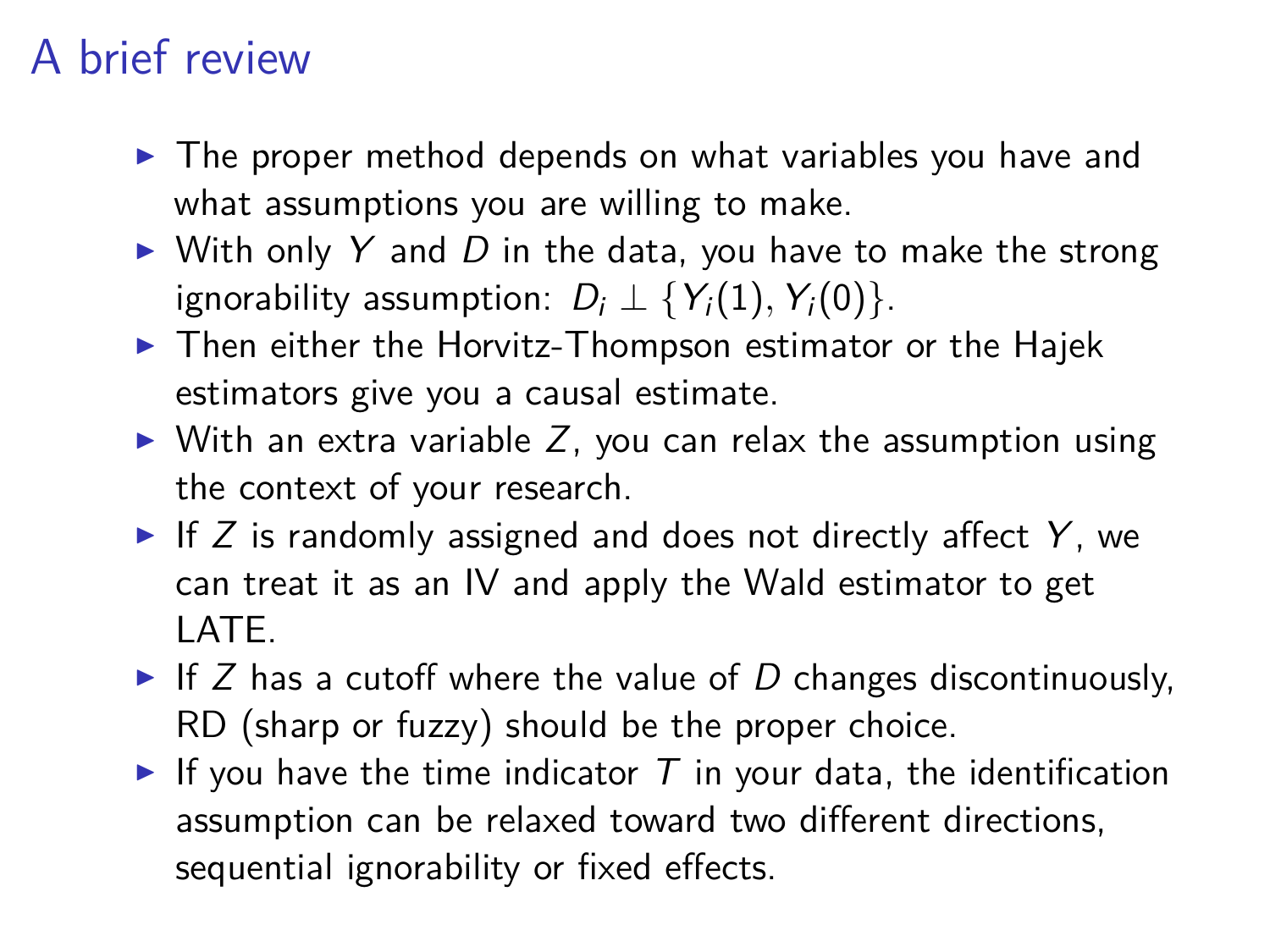# A brief review

- The proper method depends on what variables you have and what assumptions you are willing to make.
- With only $Y$ and $D$ in the data, you have to make the strong ignorability assumption: $D_i \perp \{Y_i(1), Y_i(0)\}$.
- Then either the Horvitz-Thompson estimator or the Hajek estimators give you a causal estimate.
- With an extra variable $Z$, you can relax the assumption using the context of your research.
- If $Z$ is randomly assigned and does not directly affect $Y$, we can treat it as an IV and apply the Wald estimator to get LATE.
- If $Z$ has a cutoff where the value of $D$ changes discontinuously, RD (sharp or fuzzy) should be the proper choice.
- If you have the time indicator $T$ in your data, the identification assumption can be relaxed toward two different directions, sequential ignorability or fixed effects.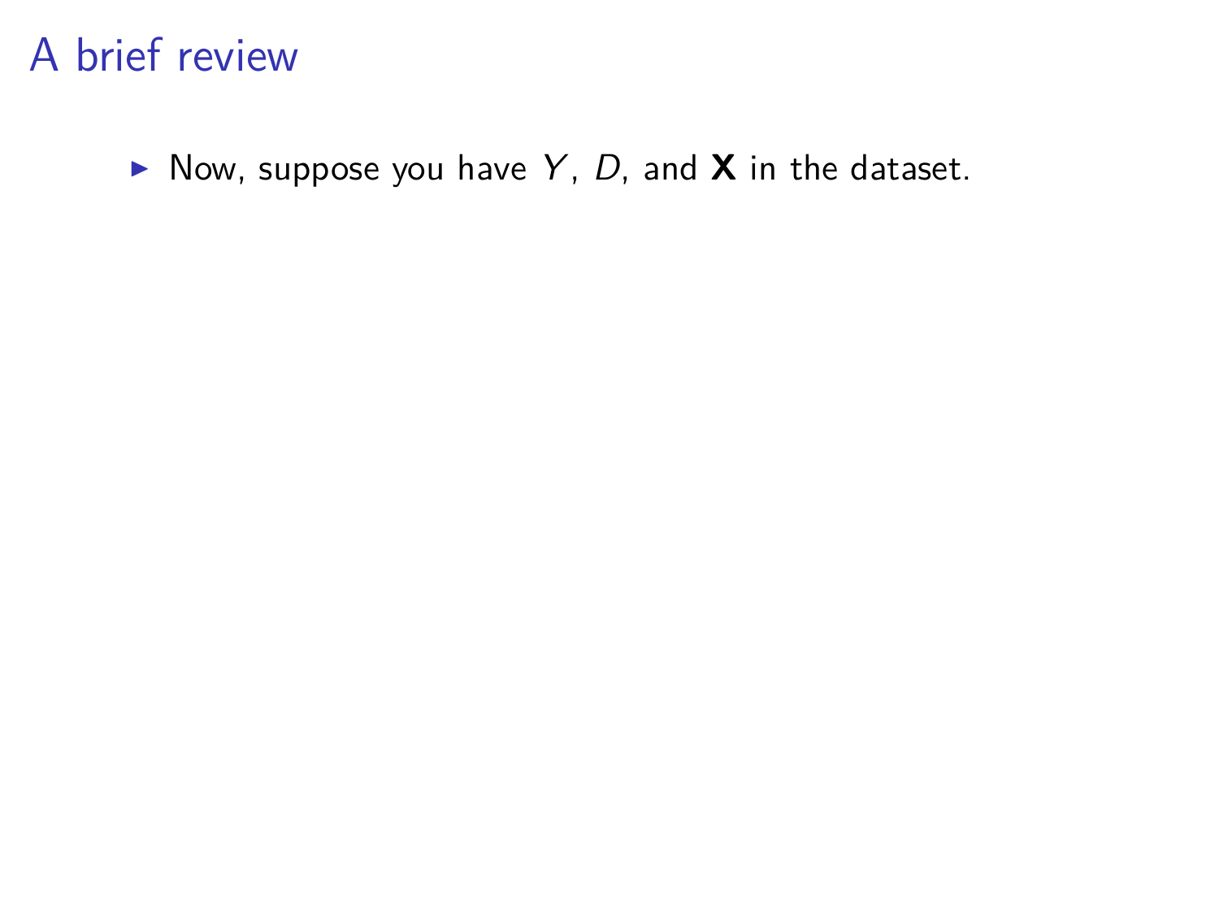# A brief review

- Now, suppose you have $Y$, $D$, and $\mathbf{X}$ in the dataset.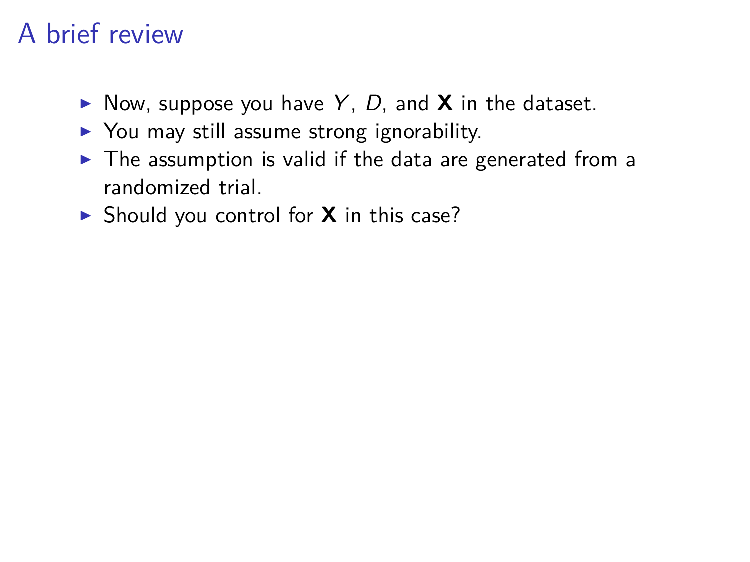# A brief review

- Now, suppose you have $Y$, $D$, and $\mathbf{X}$ in the dataset.
- You may still assume strong ignorability.
- The assumption is valid if the data are generated from a randomized trial.
- Should you control for $\mathbf{X}$ in this case?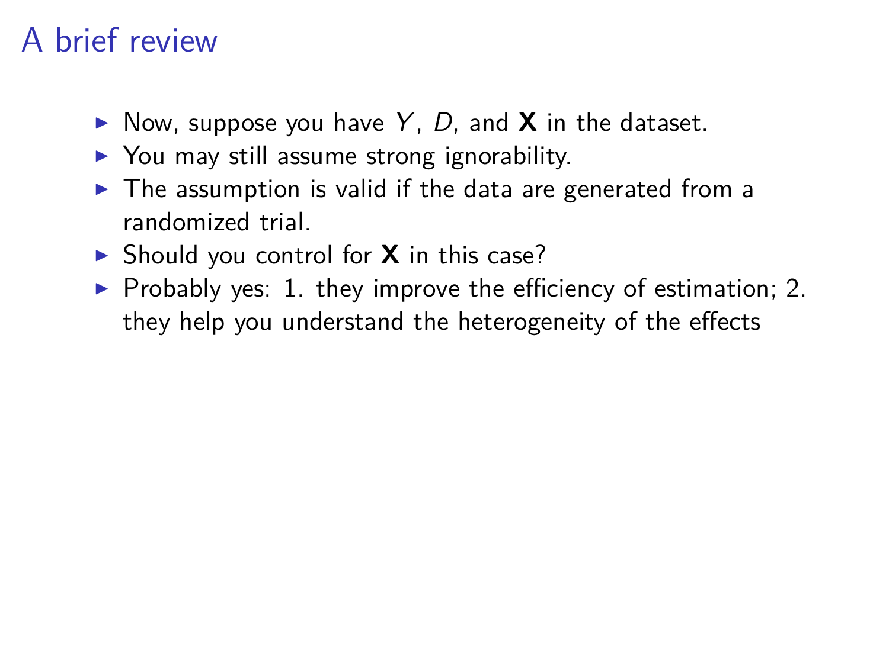# A brief review

- Now, suppose you have $Y$, $D$, and $\mathbf{X}$ in the dataset.
- You may still assume strong ignorability.
- The assumption is valid if the data are generated from a randomized trial.
- Should you control for $\mathbf{X}$ in this case?
- Probably yes: 1. they improve the efficiency of estimation; 2. they help you understand the heterogeneity of the effects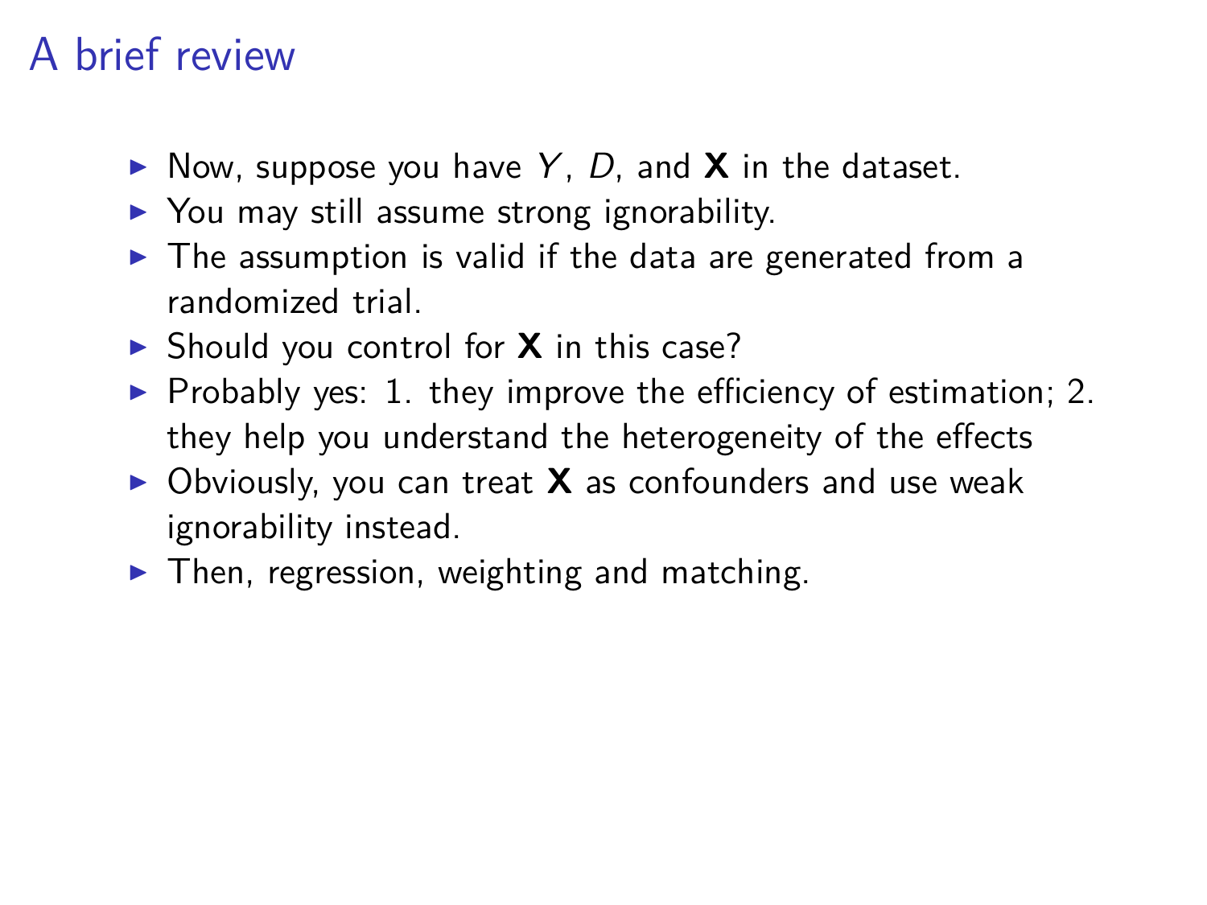# A brief review

- Now, suppose you have $Y$, $D$, and $\mathbf{X}$ in the dataset.
- You may still assume strong ignorability.
- The assumption is valid if the data are generated from a randomized trial.
- Should you control for $\mathbf{X}$ in this case?
- Probably yes: 1. they improve the efficiency of estimation; 2. they help you understand the heterogeneity of the effects
- Obviously, you can treat $\mathbf{X}$ as confounders and use weak ignorability instead.
- Then, regression, weighting and matching.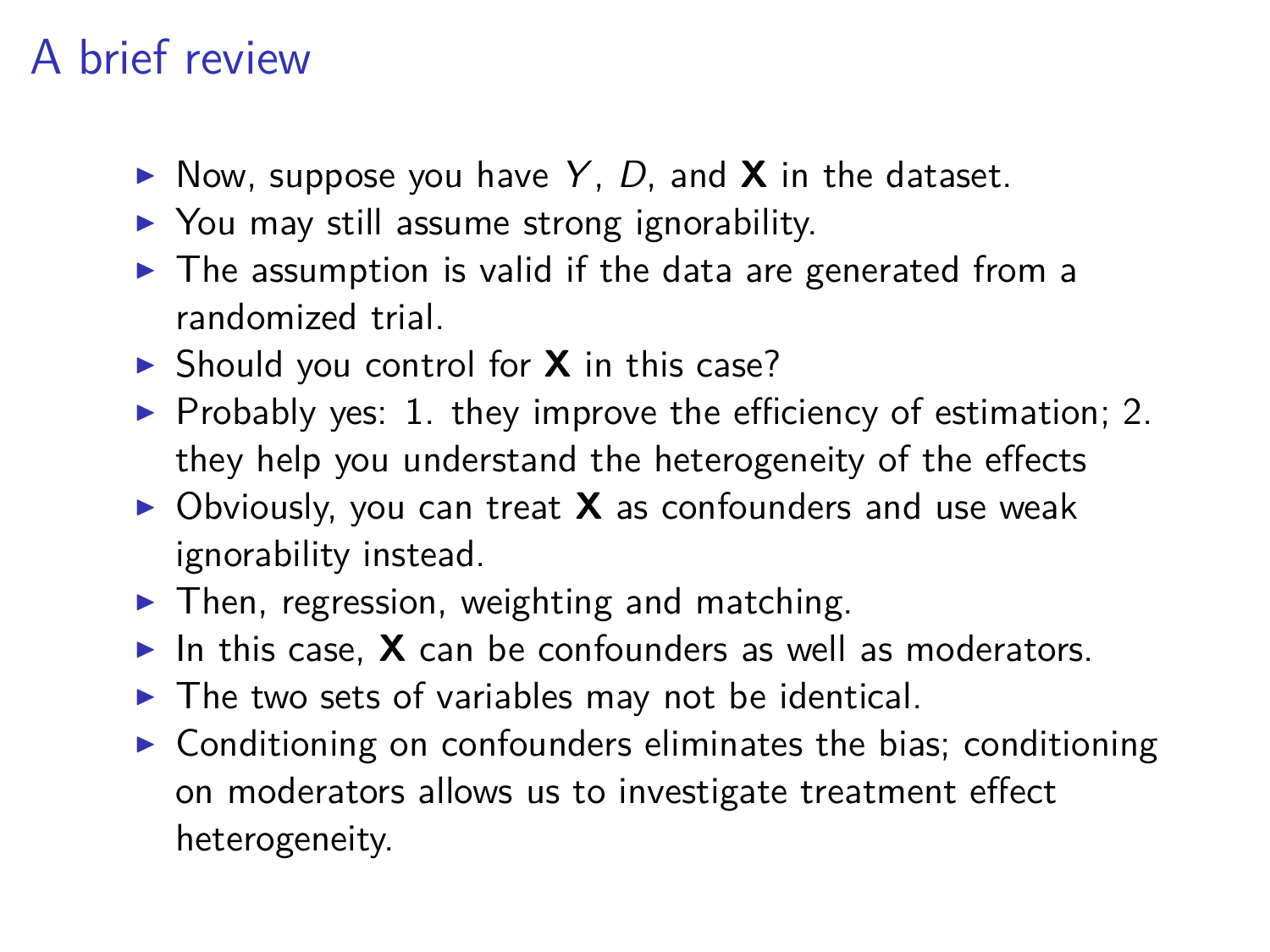# A brief review

- Now, suppose you have $Y$, $D$, and $\mathbf{X}$ in the dataset.
- You may still assume strong ignorability.
- The assumption is valid if the data are generated from a randomized trial.
- Should you control for $\mathbf{X}$ in this case?
- Probably yes: 1. they improve the efficiency of estimation; 2. they help you understand the heterogeneity of the effects
- Obviously, you can treat $\mathbf{X}$ as confounders and use weak ignorability instead.
- Then, regression, weighting and matching.
- In this case, $\mathbf{X}$ can be confounders as well as moderators.
- The two sets of variables may not be identical.
- Conditioning on confounders eliminates the bias; conditioning on moderators allows us to investigate treatment effect heterogeneity.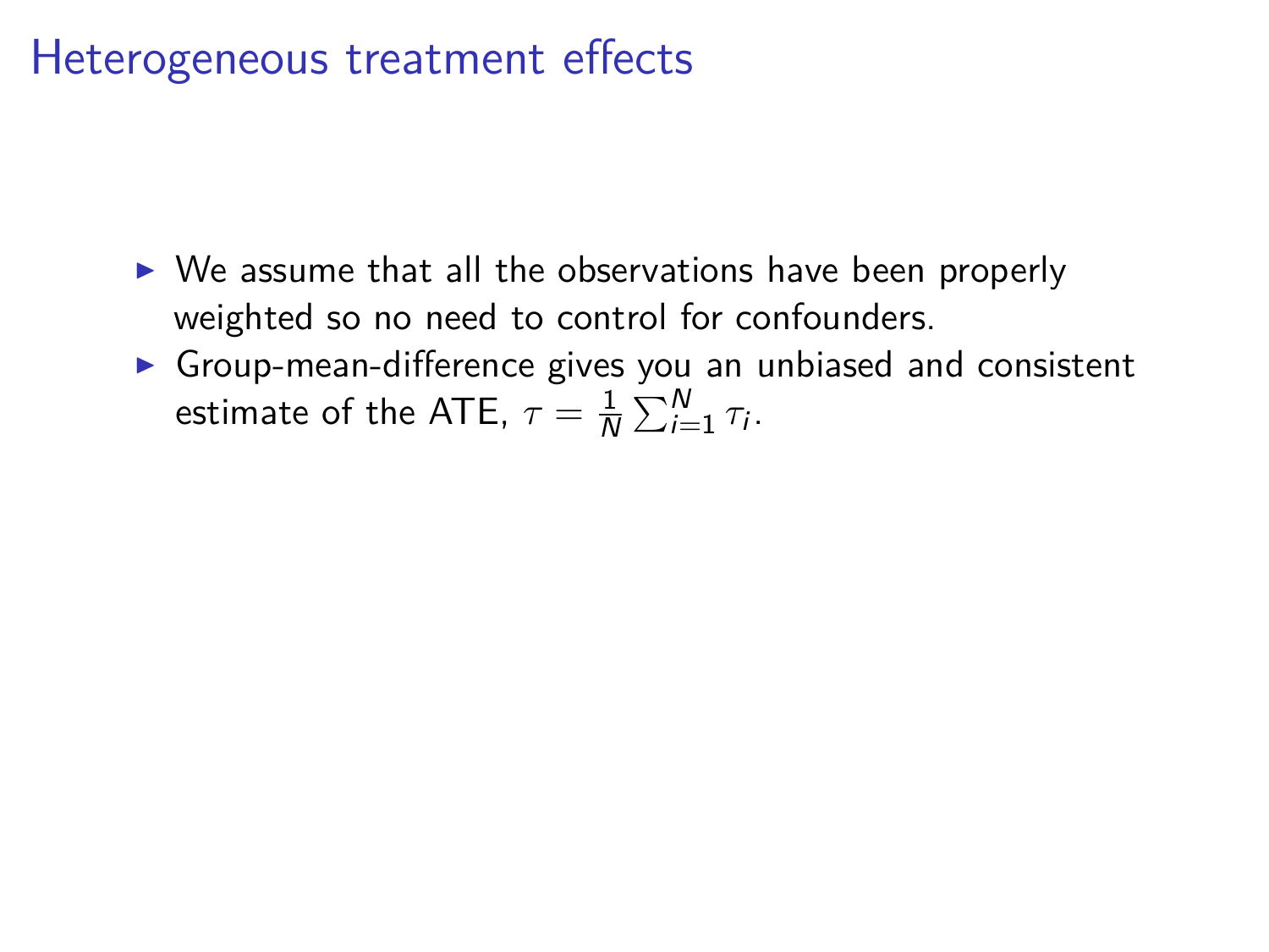# Heterogeneous treatment effects

- We assume that all the observations have been properly weighted so no need to control for confounders.
- Group-mean-difference gives you an unbiased and consistent estimate of the ATE, $\tau = \frac{1}{N} \sum_{i=1}^{N} \tau_i$.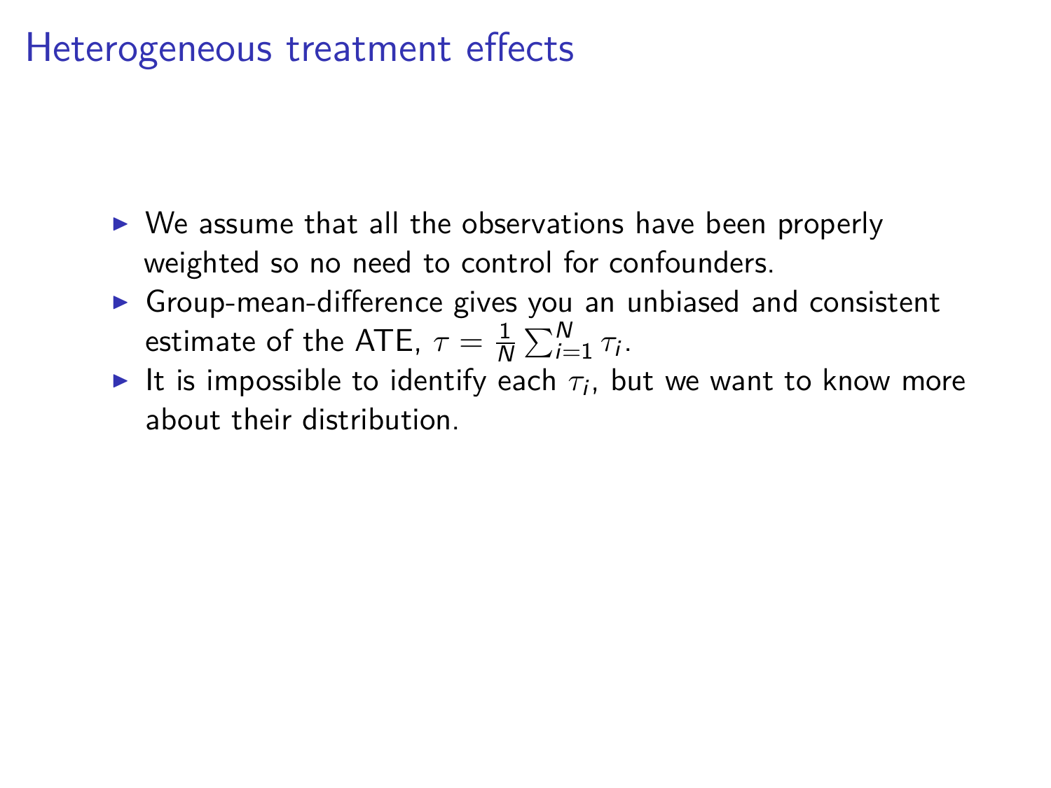# Heterogeneous treatment effects

- We assume that all the observations have been properly weighted so no need to control for confounders.
- Group-mean-difference gives you an unbiased and consistent estimate of the ATE, $\tau = \frac{1}{N}\sum_{i=1}^{N}\tau_i$.
- It is impossible to identify each $\tau_i$, but we want to know more about their distribution.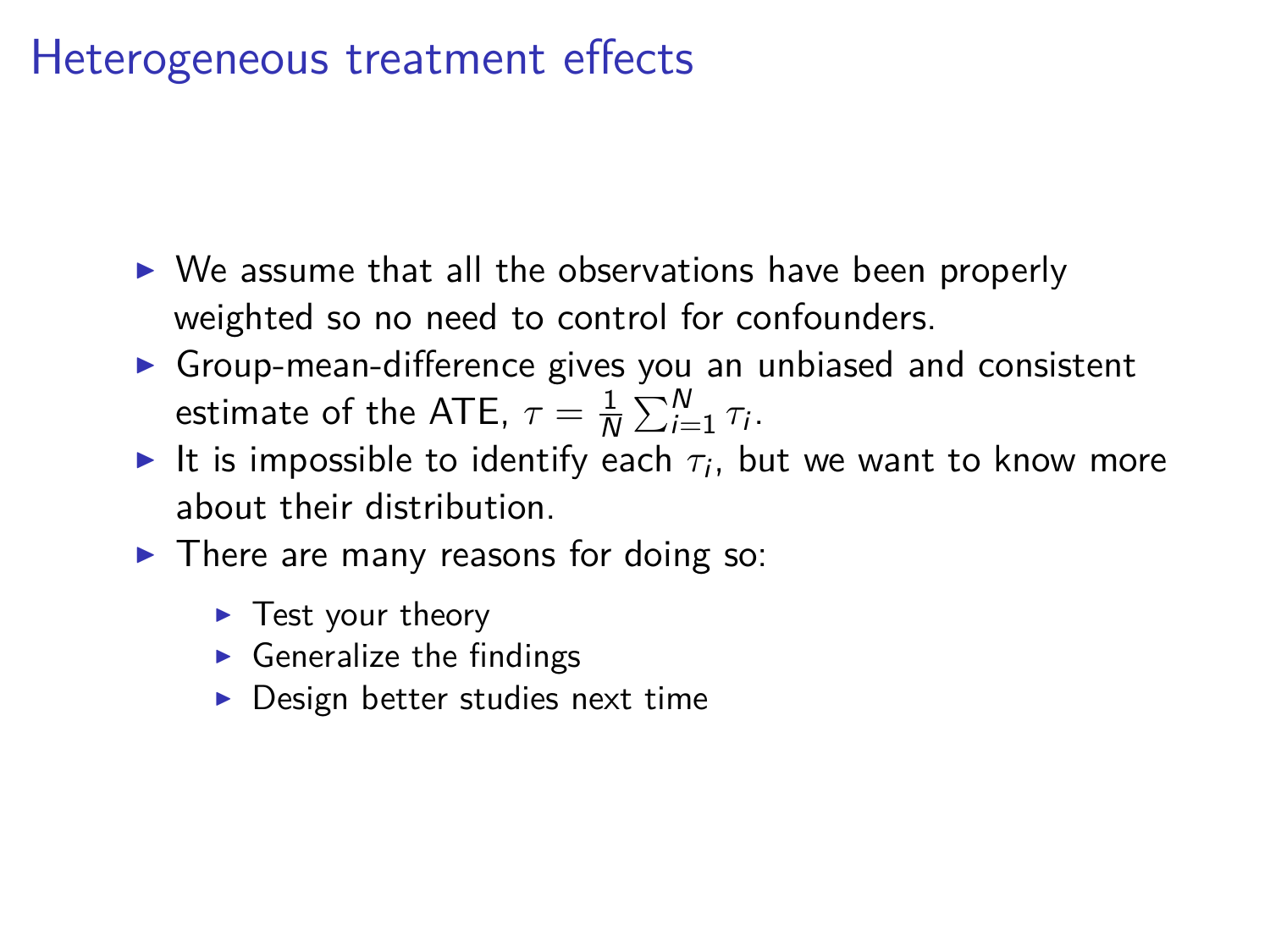# Heterogeneous treatment effects

- We assume that all the observations have been properly weighted so no need to control for confounders.
- Group-mean-difference gives you an unbiased and consistent estimate of the ATE, $\tau = \frac{1}{N}\sum_{i=1}^{N} \tau_i$.
- It is impossible to identify each $\tau_i$, but we want to know more about their distribution.
- There are many reasons for doing so:
  - Test your theory
  - Generalize the findings
  - Design better studies next time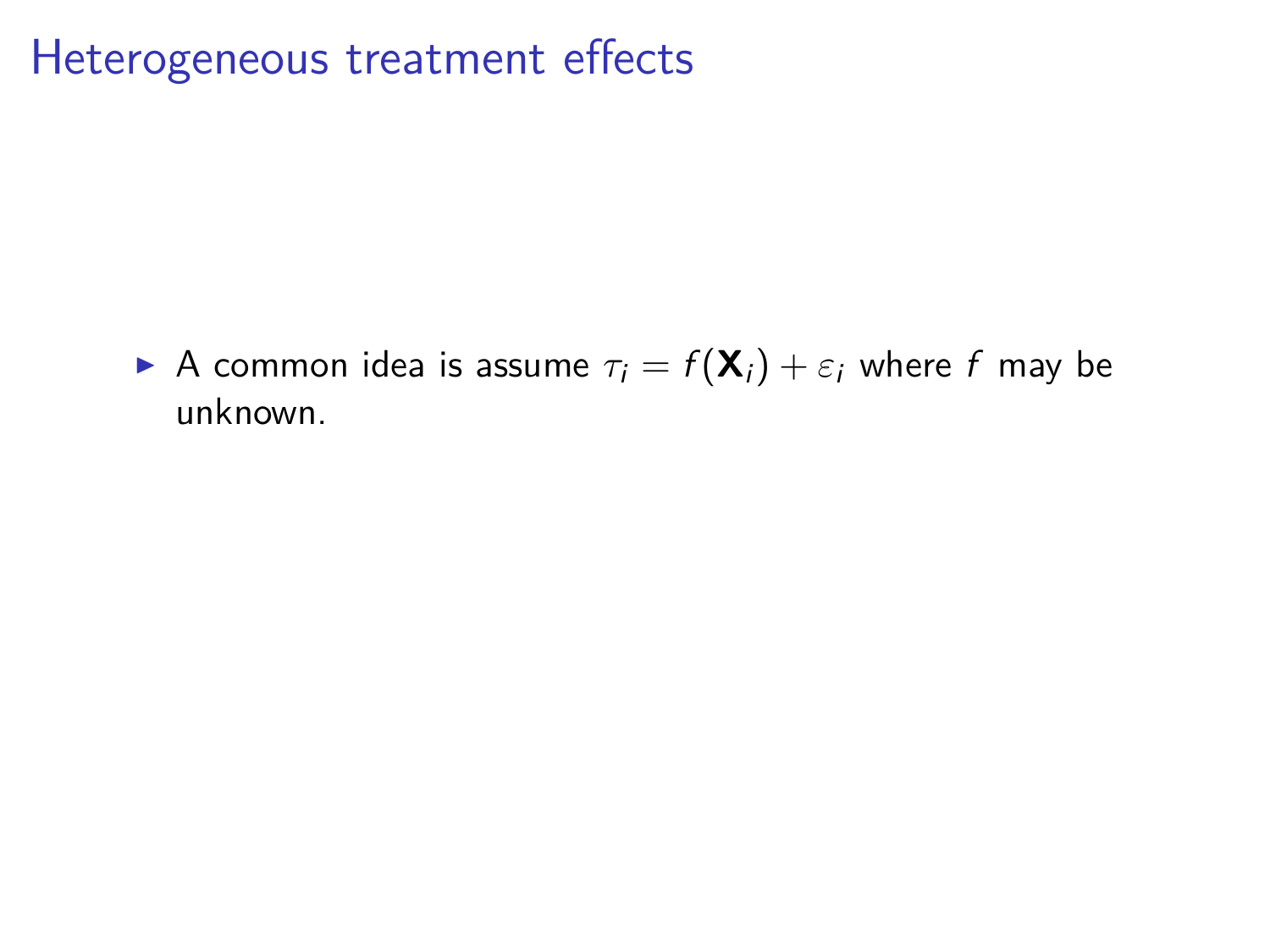# Heterogeneous treatment effects

- A common idea is assume $\tau_i = f(\mathbf{X}_i) + \varepsilon_i$ where $f$ may be unknown.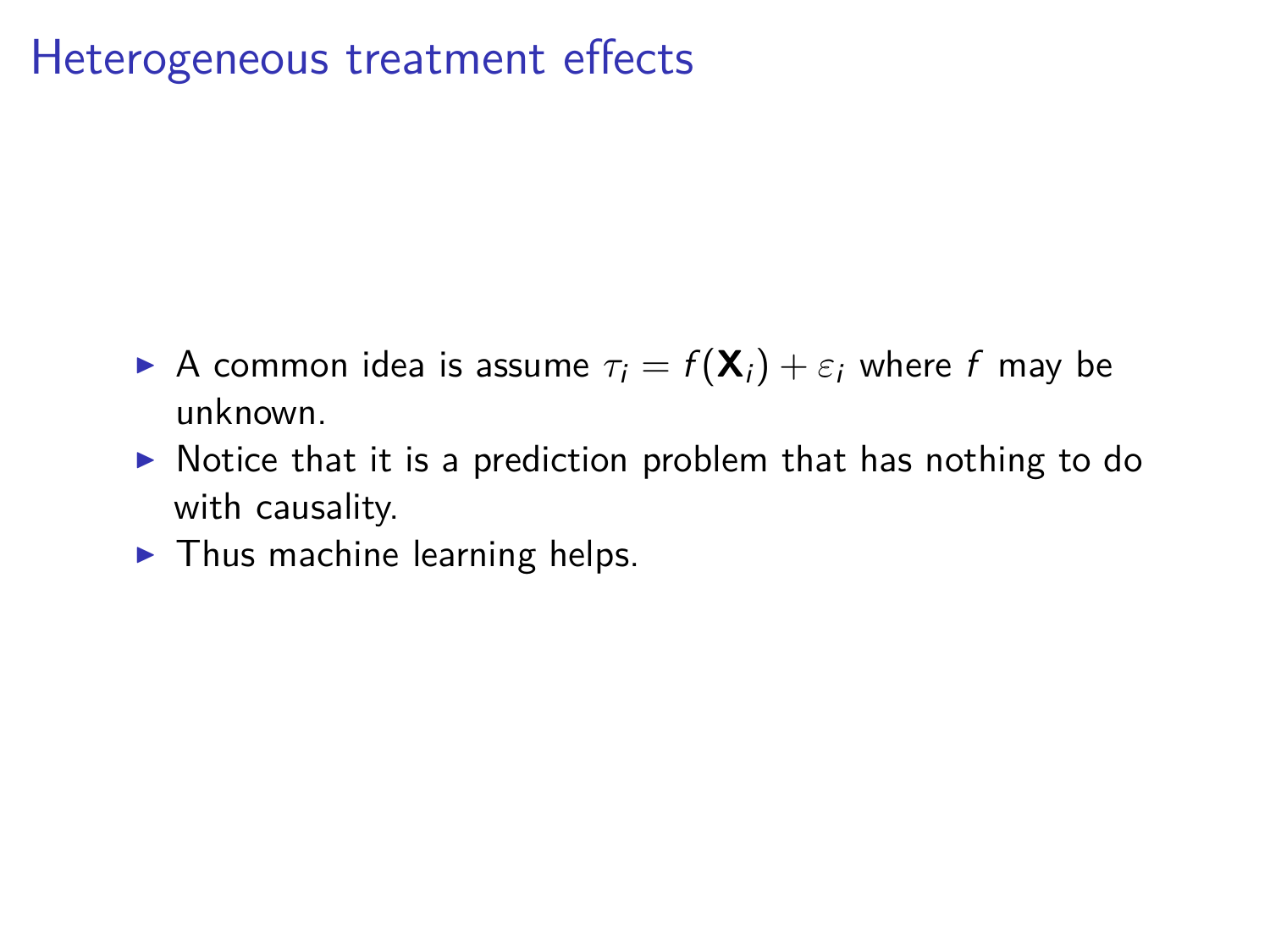# Heterogeneous treatment effects

- A common idea is assume $\tau_i = f(\mathbf{X}_i) + \varepsilon_i$ where $f$ may be unknown.
- Notice that it is a prediction problem that has nothing to do with causality.
- Thus machine learning helps.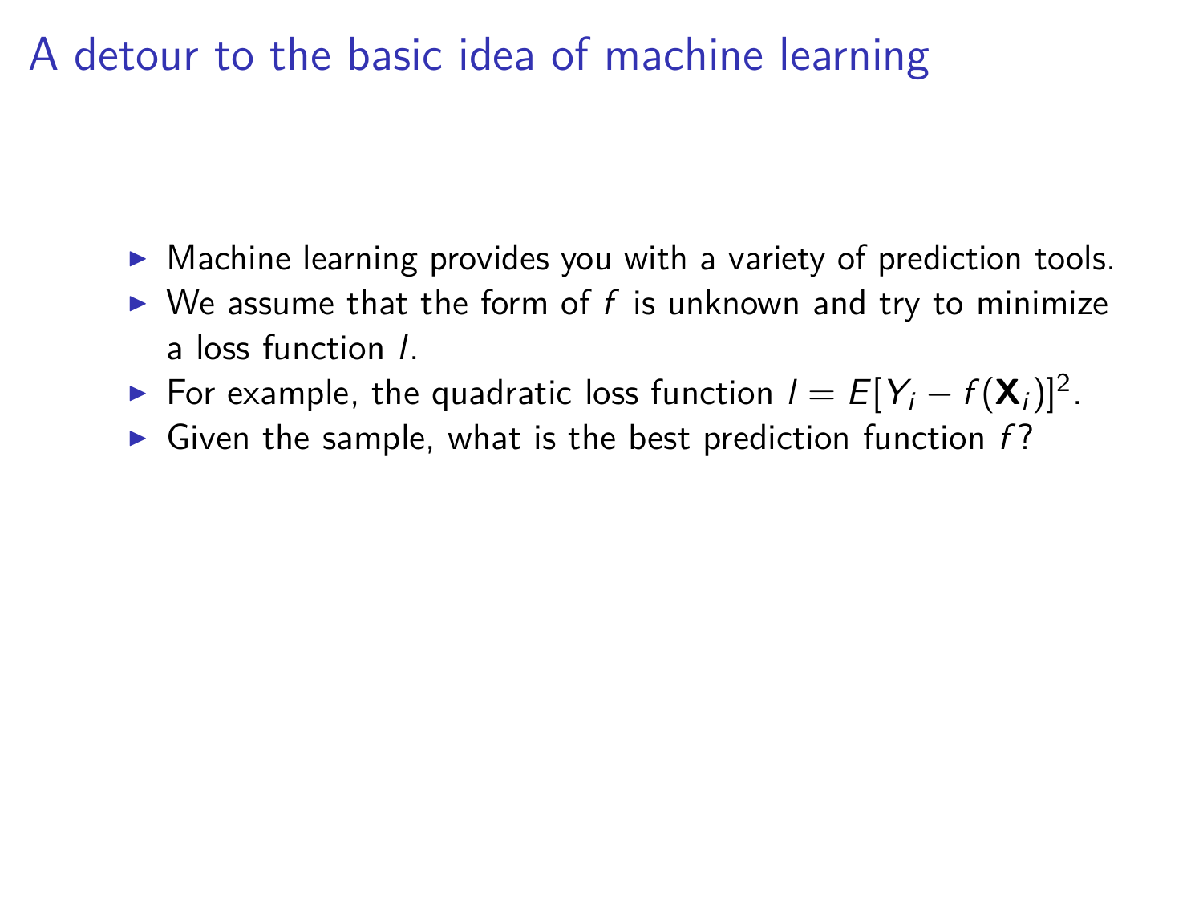# A detour to the basic idea of machine learning

- Machine learning provides you with a variety of prediction tools.
- We assume that the form of $f$ is unknown and try to minimize a loss function $l$.
- For example, the quadratic loss function $l = E[Y_i - f(\mathbf{X}_i)]^2$.
- Given the sample, what is the best prediction function $f$?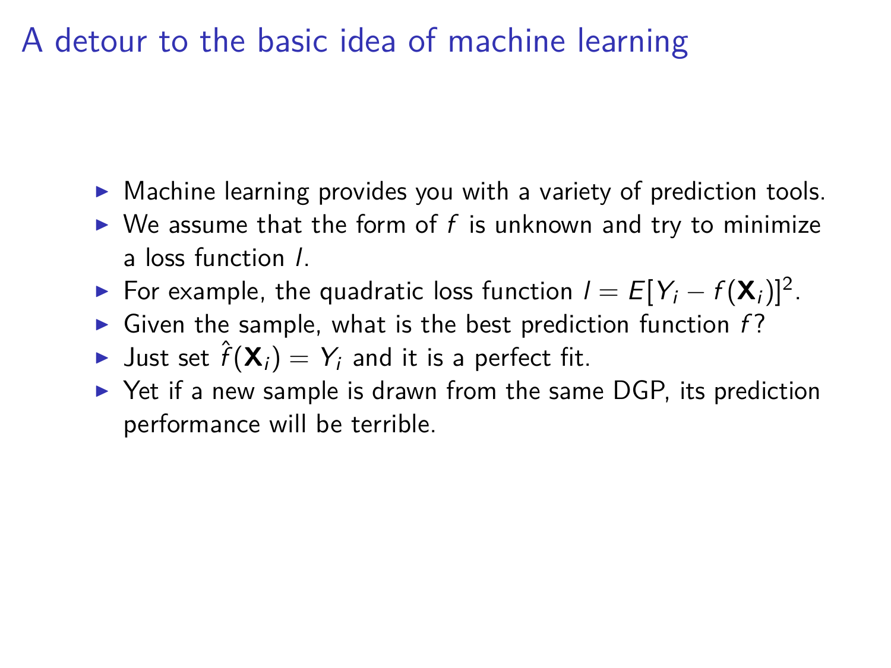# A detour to the basic idea of machine learning

- Machine learning provides you with a variety of prediction tools.
- We assume that the form of $f$ is unknown and try to minimize a loss function $l$.
- For example, the quadratic loss function $l = E[Y_i - f(\mathbf{X}_i)]^2$.
- Given the sample, what is the best prediction function $f$?
- Just set $\hat{f}(\mathbf{X}_i) = Y_i$ and it is a perfect fit.
- Yet if a new sample is drawn from the same DGP, its prediction performance will be terrible.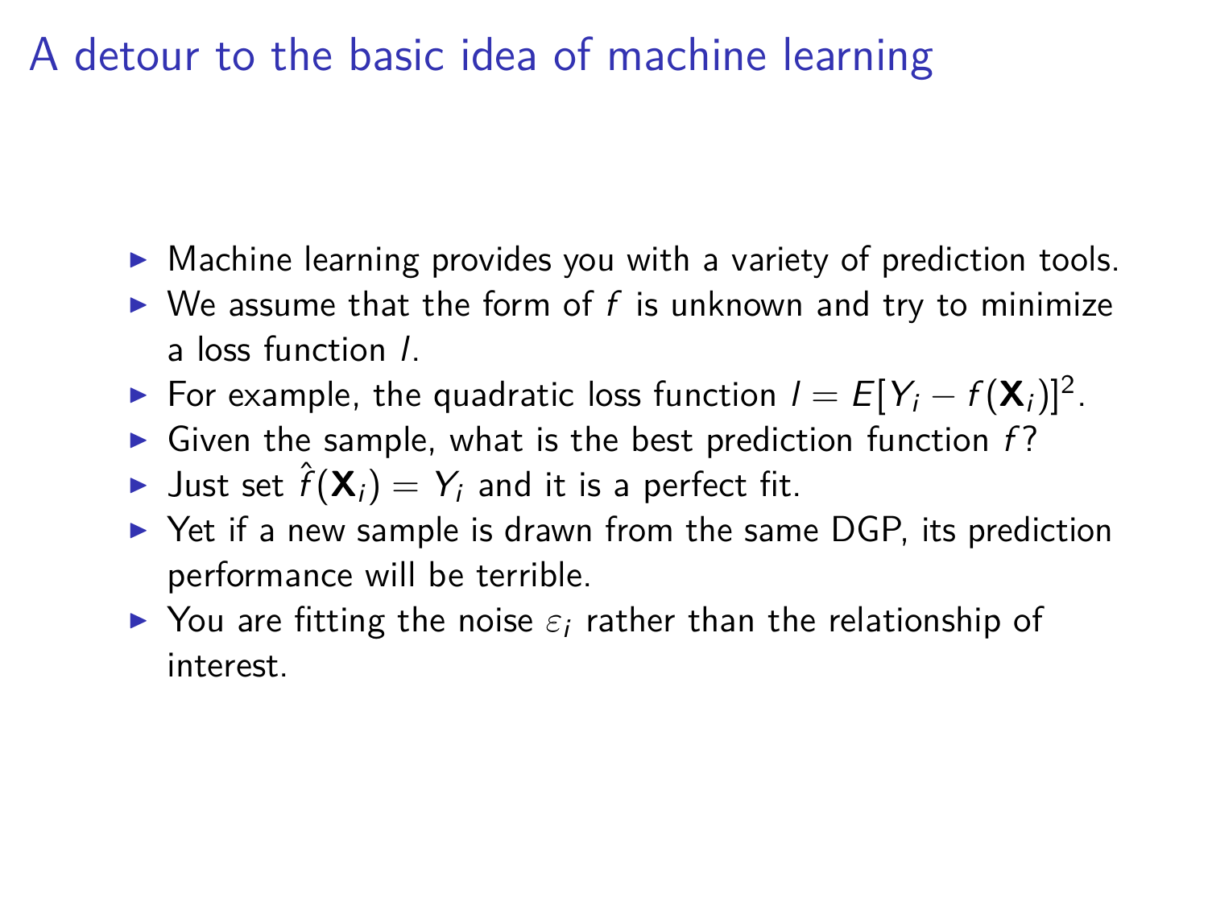# A detour to the basic idea of machine learning

- Machine learning provides you with a variety of prediction tools.
- We assume that the form of $f$ is unknown and try to minimize a loss function $l$.
- For example, the quadratic loss function $l = E[Y_i - f(\mathbf{X}_i)]^2$.
- Given the sample, what is the best prediction function $f$?
- Just set $\hat{f}(\mathbf{X}_i) = Y_i$ and it is a perfect fit.
- Yet if a new sample is drawn from the same DGP, its prediction performance will be terrible.
- You are fitting the noise $\varepsilon_i$ rather than the relationship of interest.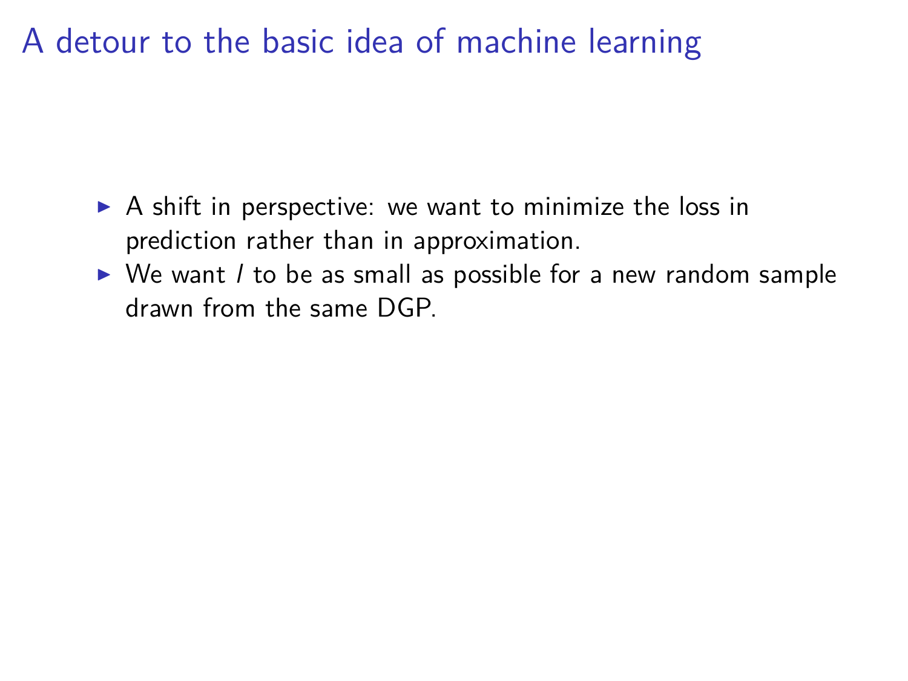# A detour to the basic idea of machine learning

- A shift in perspective: we want to minimize the loss in prediction rather than in approximation.
- We want $l$ to be as small as possible for a new random sample drawn from the same DGP.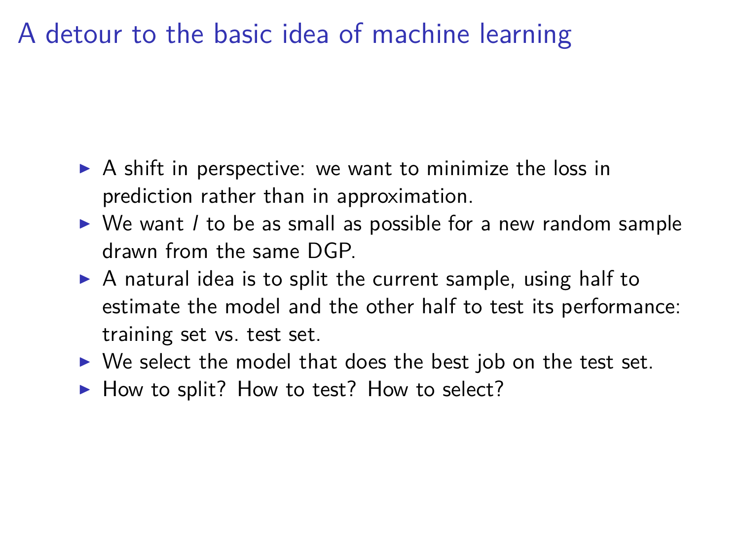# A detour to the basic idea of machine learning

- A shift in perspective: we want to minimize the loss in prediction rather than in approximation.
- We want $l$ to be as small as possible for a new random sample drawn from the same DGP.
- A natural idea is to split the current sample, using half to estimate the model and the other half to test its performance: training set vs. test set.
- We select the model that does the best job on the test set.
- How to split? How to test? How to select?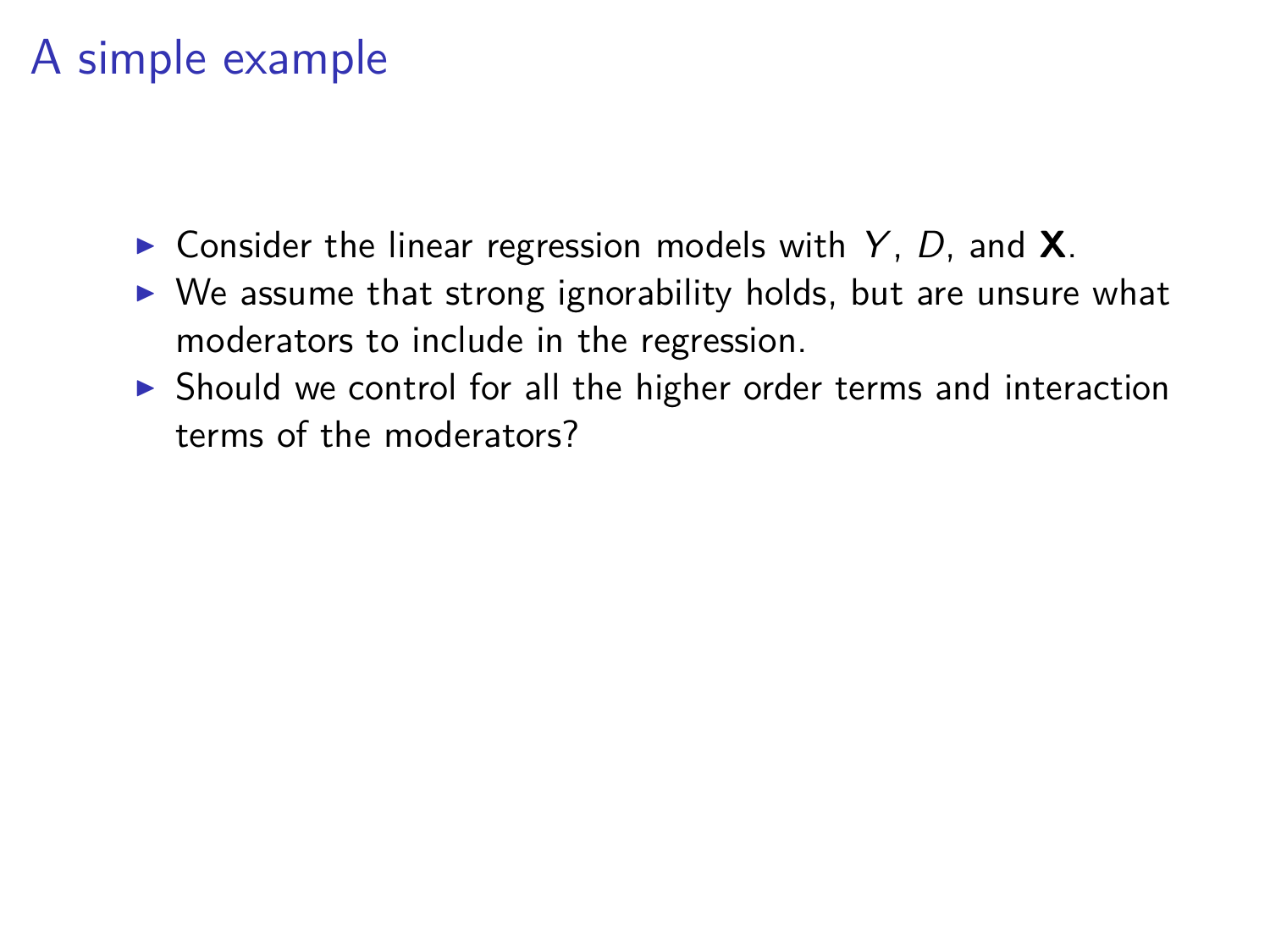# A simple example

- Consider the linear regression models with $Y$, $D$, and $\mathbf{X}$.
- We assume that strong ignorability holds, but are unsure what moderators to include in the regression.
- Should we control for all the higher order terms and interaction terms of the moderators?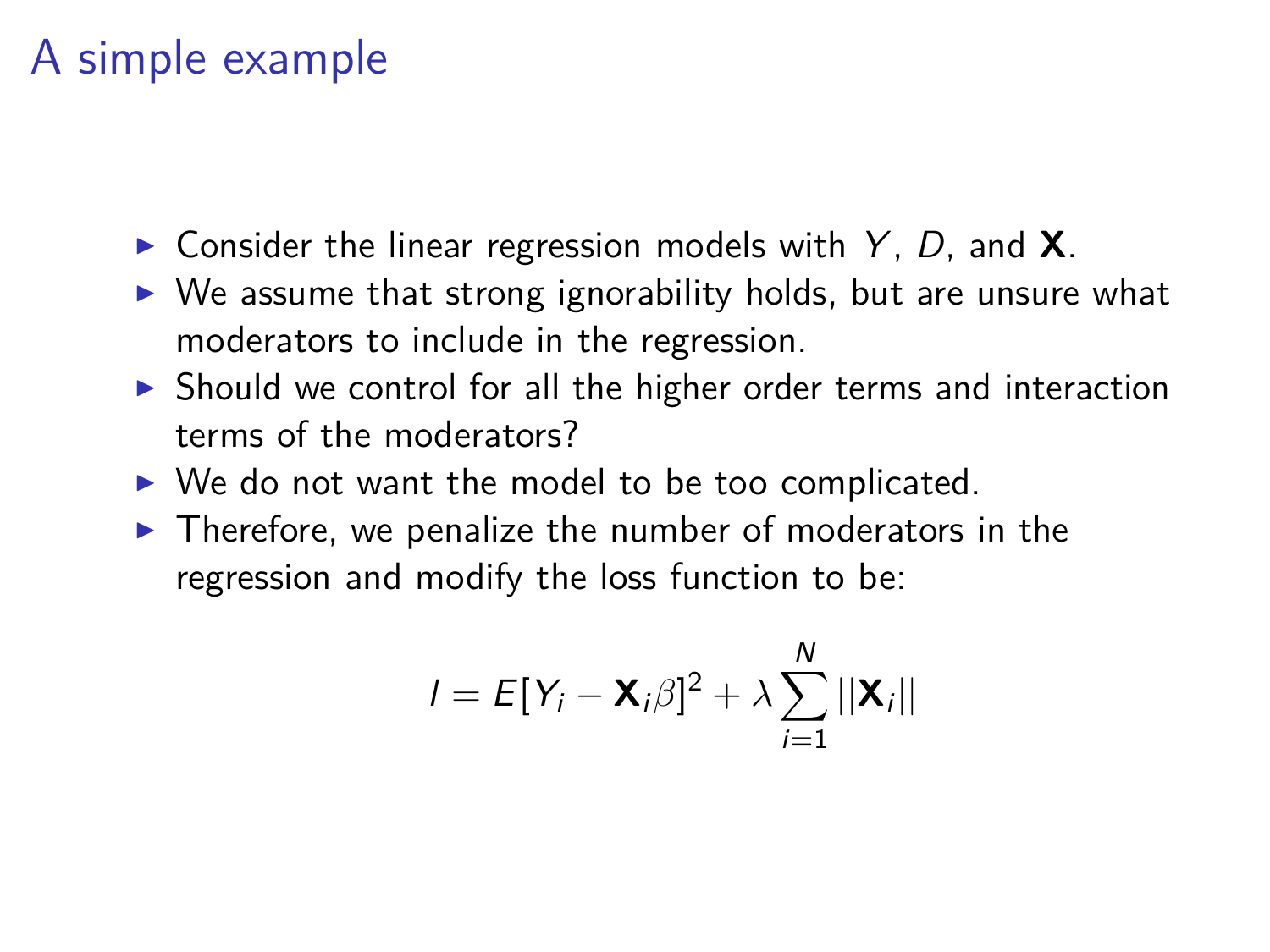# A simple example

- Consider the linear regression models with $Y$, $D$, and $\mathbf{X}$.
- We assume that strong ignorability holds, but are unsure what moderators to include in the regression.
- Should we control for all the higher order terms and interaction terms of the moderators?
- We do not want the model to be too complicated.
- Therefore, we penalize the number of moderators in the regression and modify the loss function to be:

$$l = E[Y_i - \mathbf{X}_i \beta]^2 + \lambda \sum_{i=1}^{N} ||\mathbf{X}_i||$$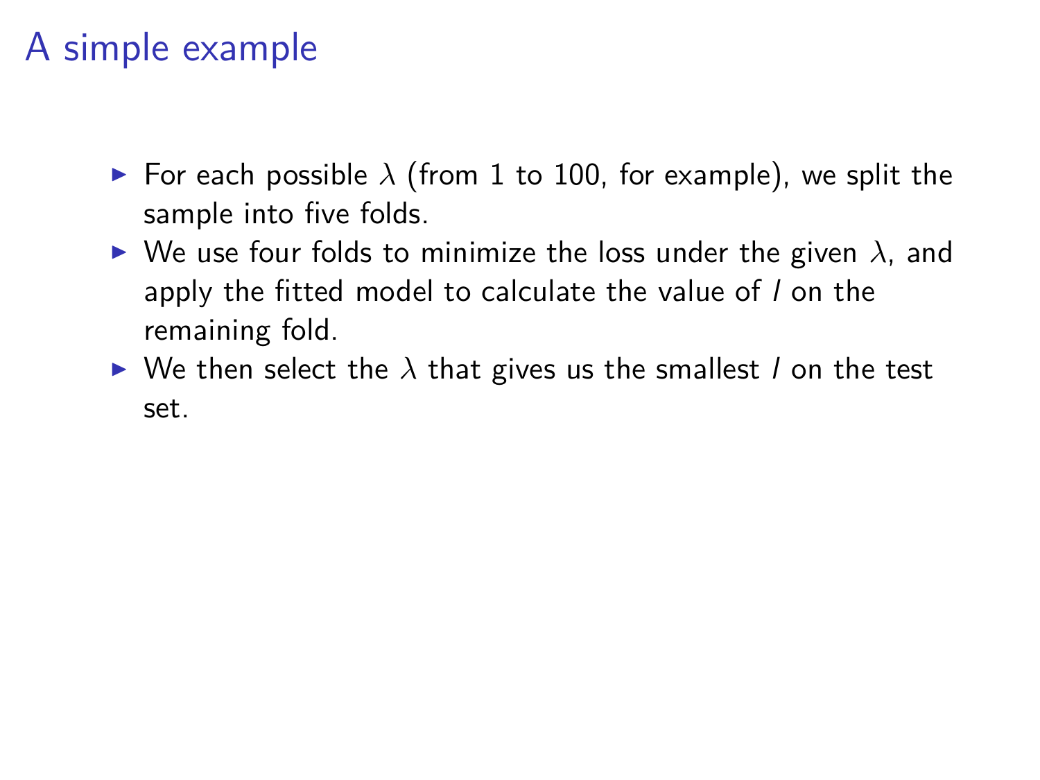# A simple example

- For each possible $\lambda$ (from 1 to 100, for example), we split the sample into five folds.
- We use four folds to minimize the loss under the given $\lambda$, and apply the fitted model to calculate the value of $l$ on the remaining fold.
- We then select the $\lambda$ that gives us the smallest $l$ on the test set.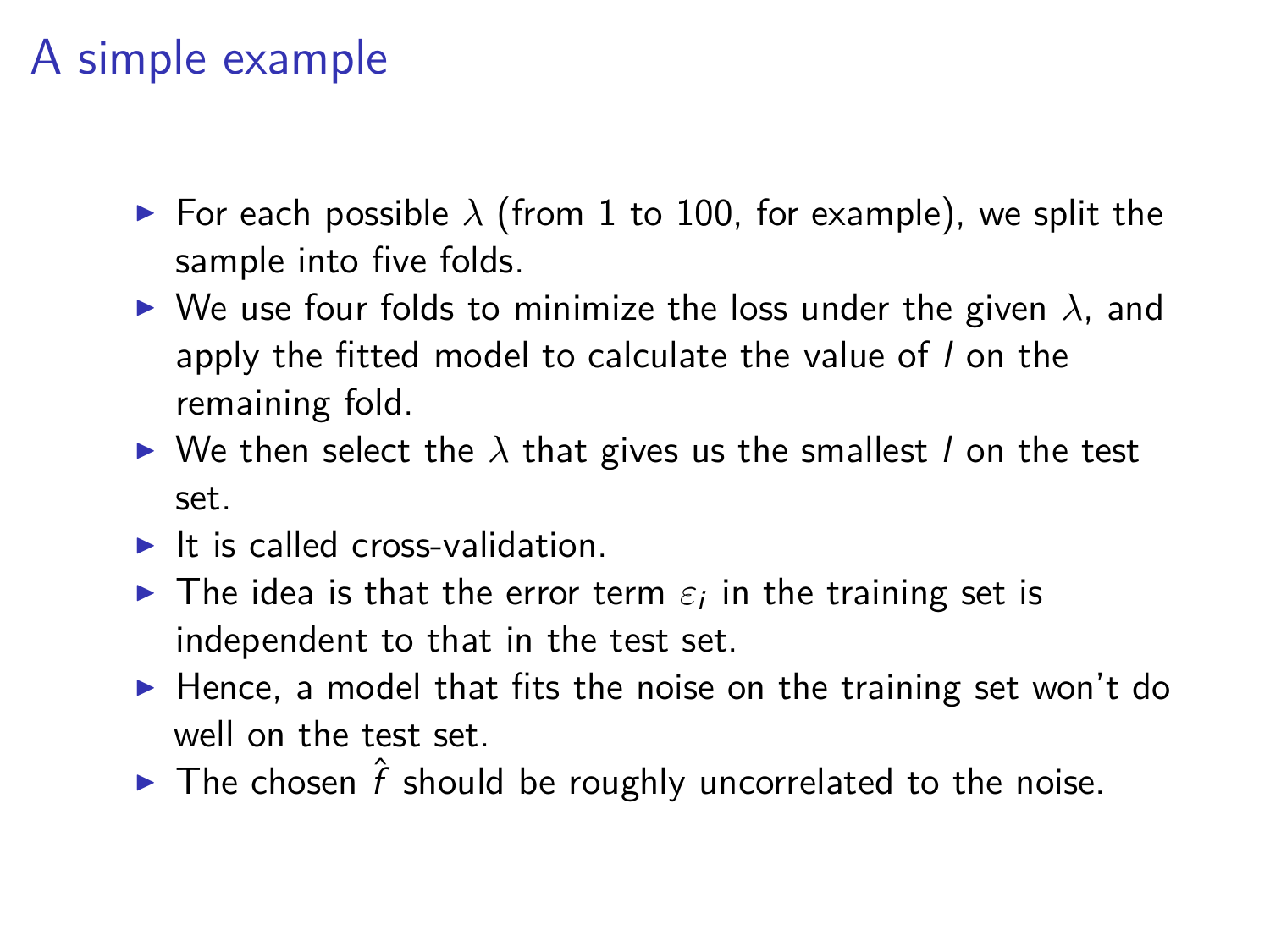# A simple example

- For each possible $\lambda$ (from 1 to 100, for example), we split the sample into five folds.
- We use four folds to minimize the loss under the given $\lambda$, and apply the fitted model to calculate the value of $l$ on the remaining fold.
- We then select the $\lambda$ that gives us the smallest $l$ on the test set.
- It is called cross-validation.
- The idea is that the error term $\varepsilon_i$ in the training set is independent to that in the test set.
- Hence, a model that fits the noise on the training set won't do well on the test set.
- The chosen $\hat{f}$ should be roughly uncorrelated to the noise.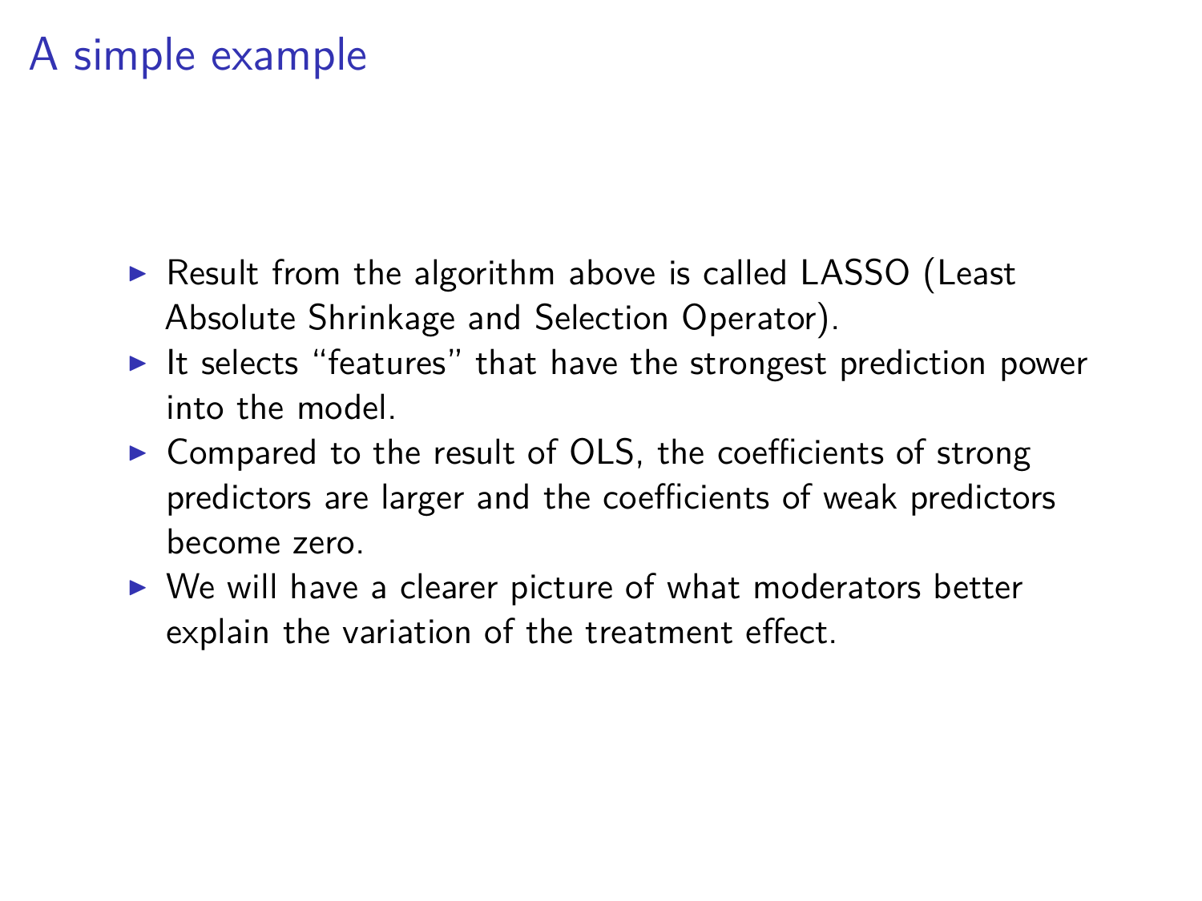# A simple example

- Result from the algorithm above is called LASSO (Least Absolute Shrinkage and Selection Operator).
- It selects "features" that have the strongest prediction power into the model.
- Compared to the result of OLS, the coefficients of strong predictors are larger and the coefficients of weak predictors become zero.
- We will have a clearer picture of what moderators better explain the variation of the treatment effect.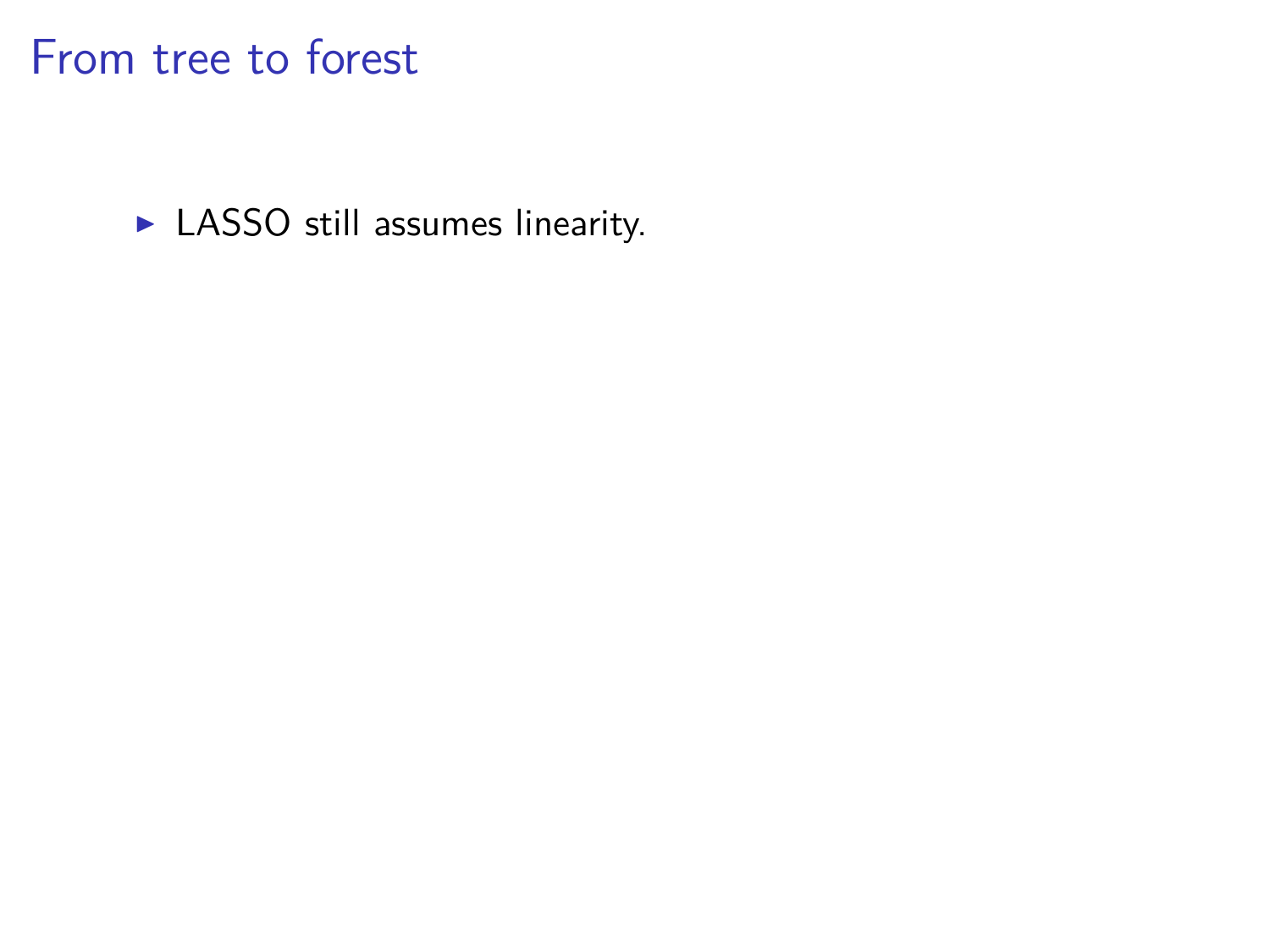# From tree to forest

- LASSO still assumes linearity.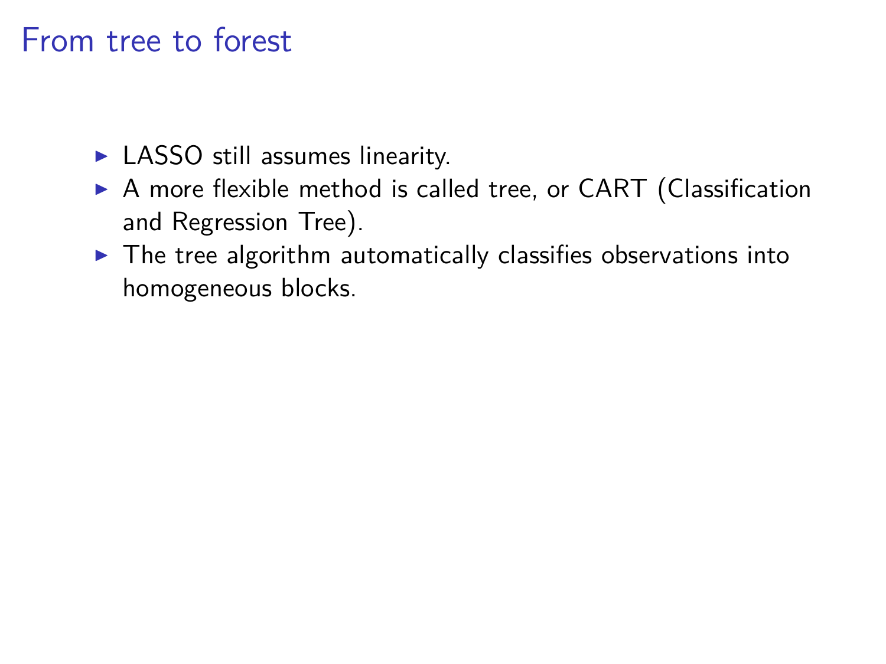# From tree to forest

- LASSO still assumes linearity.
- A more flexible method is called tree, or CART (Classification and Regression Tree).
- The tree algorithm automatically classifies observations into homogeneous blocks.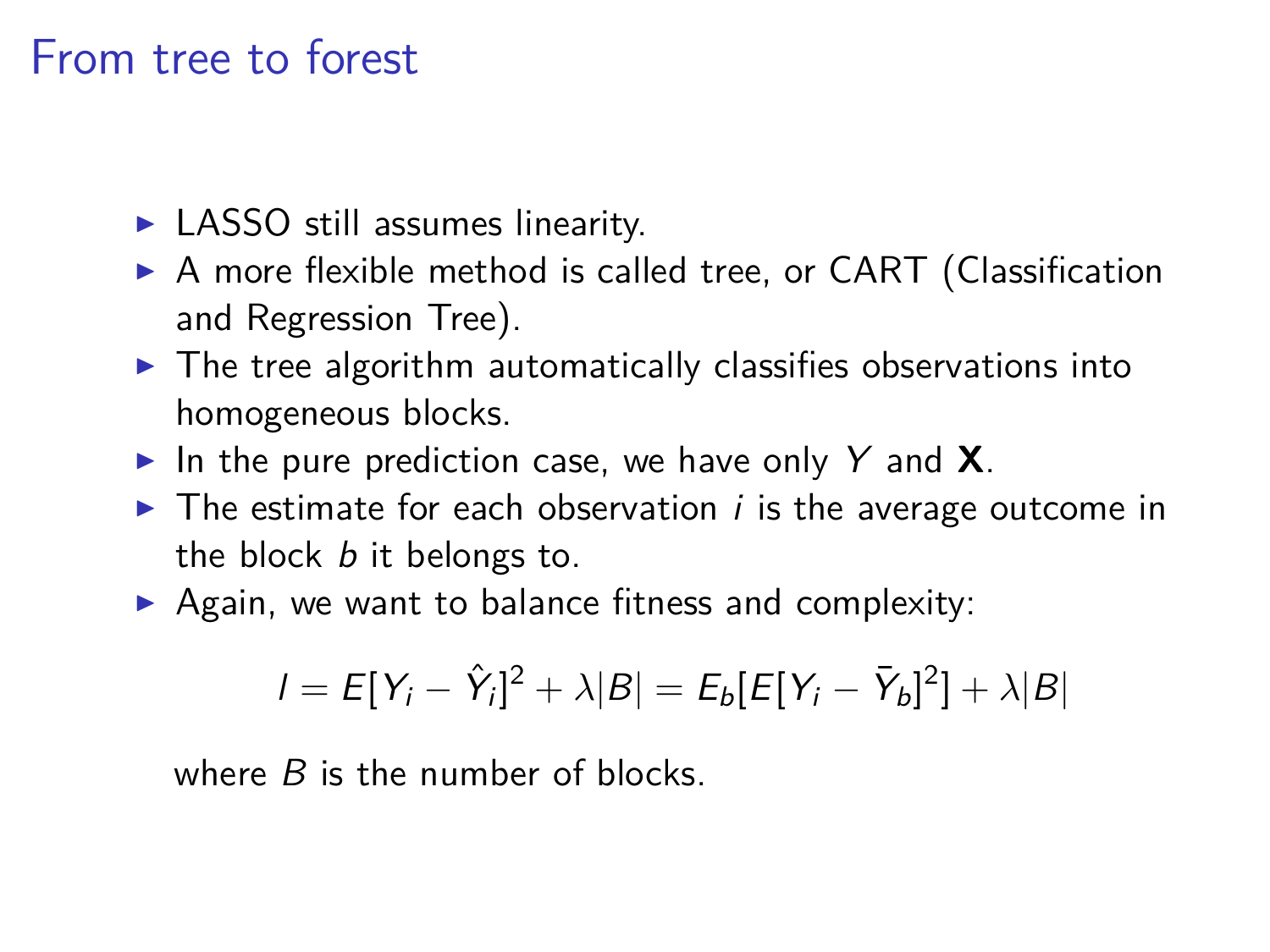# From tree to forest

- LASSO still assumes linearity.
- A more flexible method is called tree, or CART (Classification and Regression Tree).
- The tree algorithm automatically classifies observations into homogeneous blocks.
- In the pure prediction case, we have only $Y$ and $\mathbf{X}$.
- The estimate for each observation $i$ is the average outcome in the block $b$ it belongs to.
- Again, we want to balance fitness and complexity:

$$l = E[Y_i - \hat{Y}_i]^2 + \lambda |B| = E_b[E[Y_i - \bar{Y}_b]^2] + \lambda |B|$$

where $B$ is the number of blocks.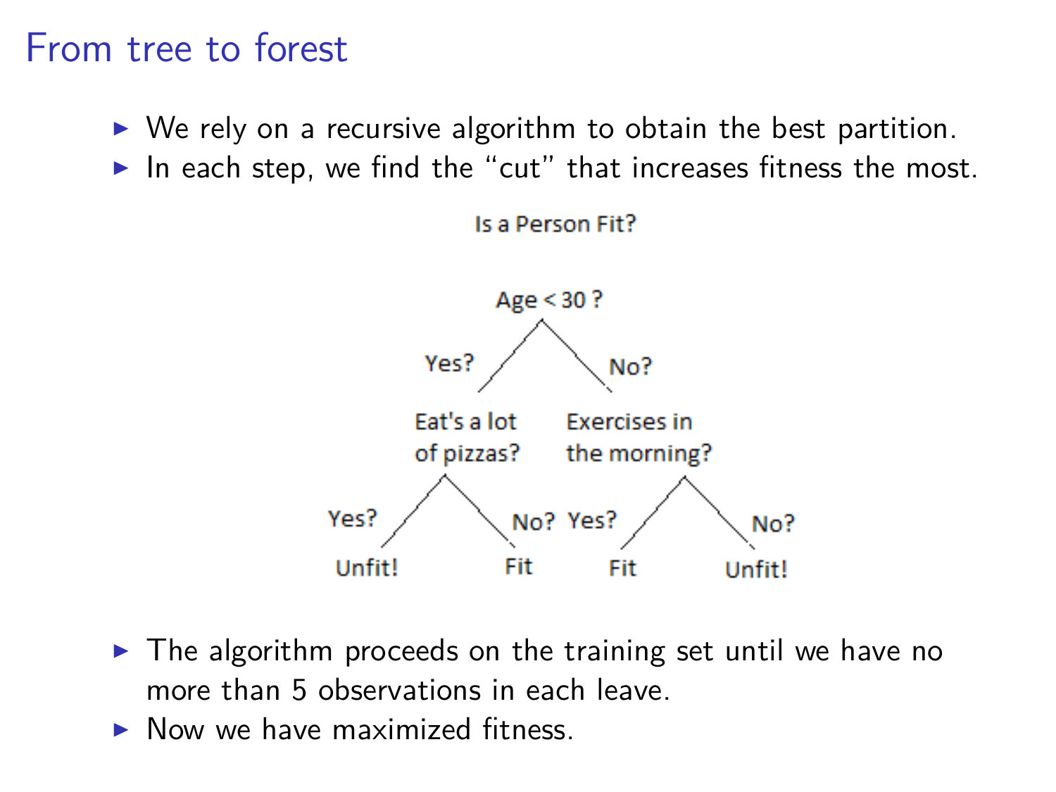# From tree to forest

- We rely on a recursive algorithm to obtain the best partition.
- In each step, we find the "cut" that increases fitness the most.

Is a Person Fit?

Age < 30 ?

Yes? No?

Eat's a lot of pizzas? Exercises in the morning?

Yes? No? Yes? No?

Unfit! Fit Fit Unfit!

- The algorithm proceeds on the training set until we have no more than 5 observations in each leave.
- Now we have maximized fitness.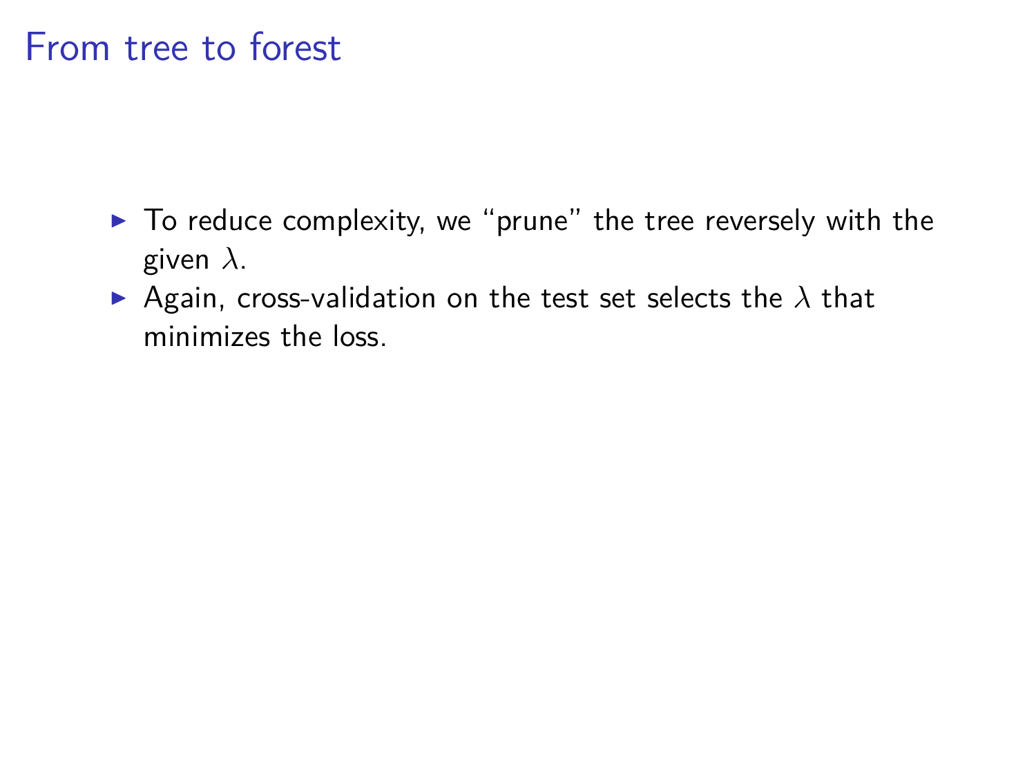# From tree to forest

- To reduce complexity, we "prune" the tree reversely with the given $\lambda$.
- Again, cross-validation on the test set selects the $\lambda$ that minimizes the loss.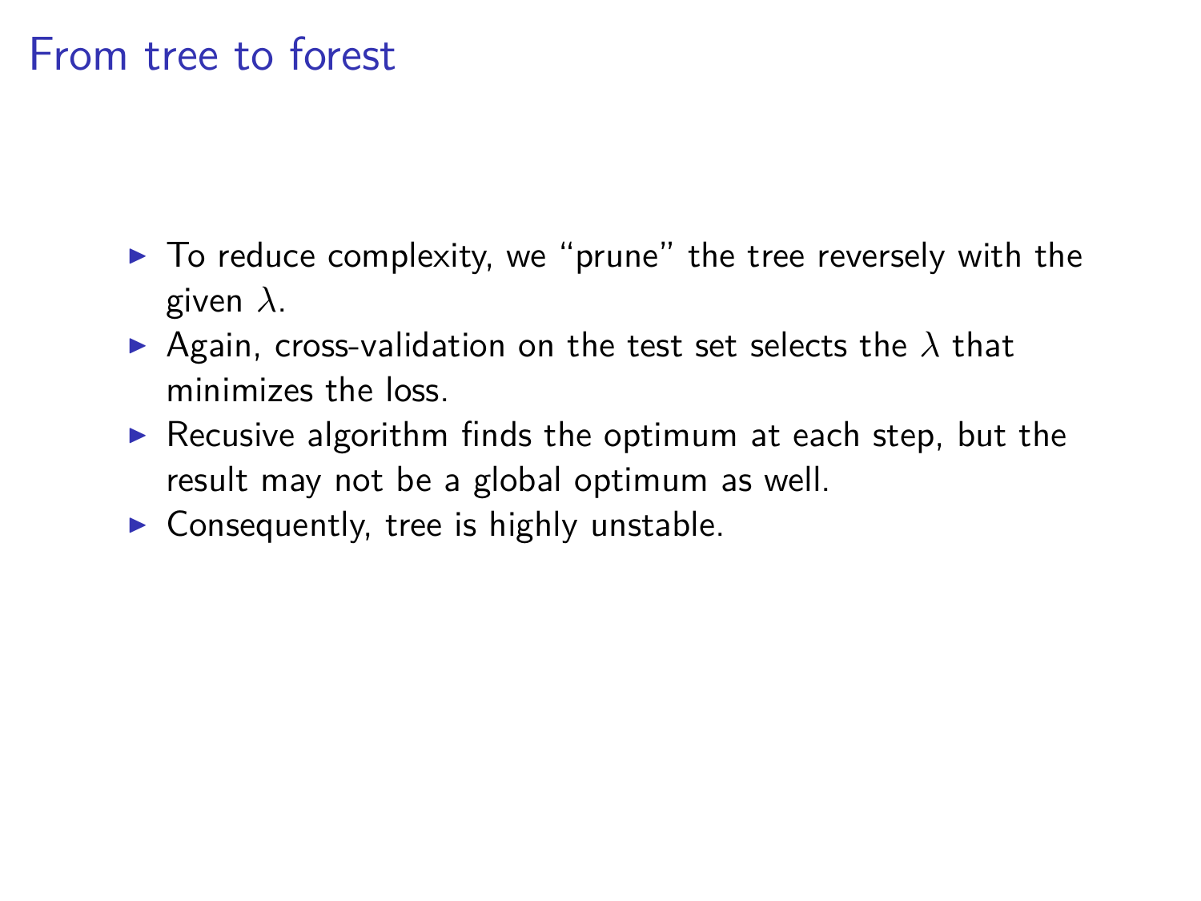# From tree to forest

- To reduce complexity, we "prune" the tree reversely with the given $\lambda$.
- Again, cross-validation on the test set selects the $\lambda$ that minimizes the loss.
- Recusive algorithm finds the optimum at each step, but the result may not be a global optimum as well.
- Consequently, tree is highly unstable.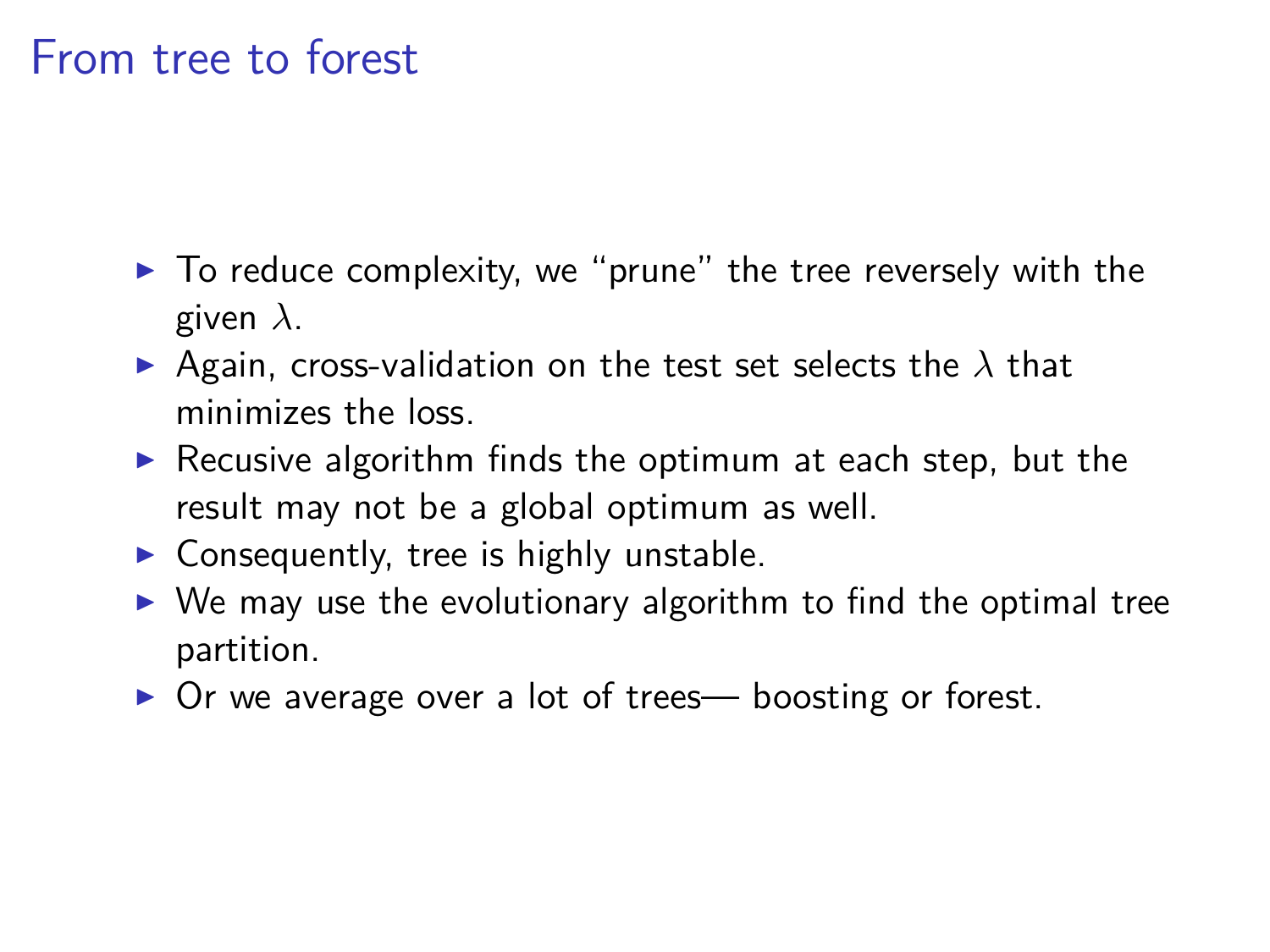# From tree to forest

- To reduce complexity, we “prune” the tree reversely with the given $\lambda$.
- Again, cross-validation on the test set selects the $\lambda$ that minimizes the loss.
- Recusive algorithm finds the optimum at each step, but the result may not be a global optimum as well.
- Consequently, tree is highly unstable.
- We may use the evolutionary algorithm to find the optimal tree partition.
- Or we average over a lot of trees— boosting or forest.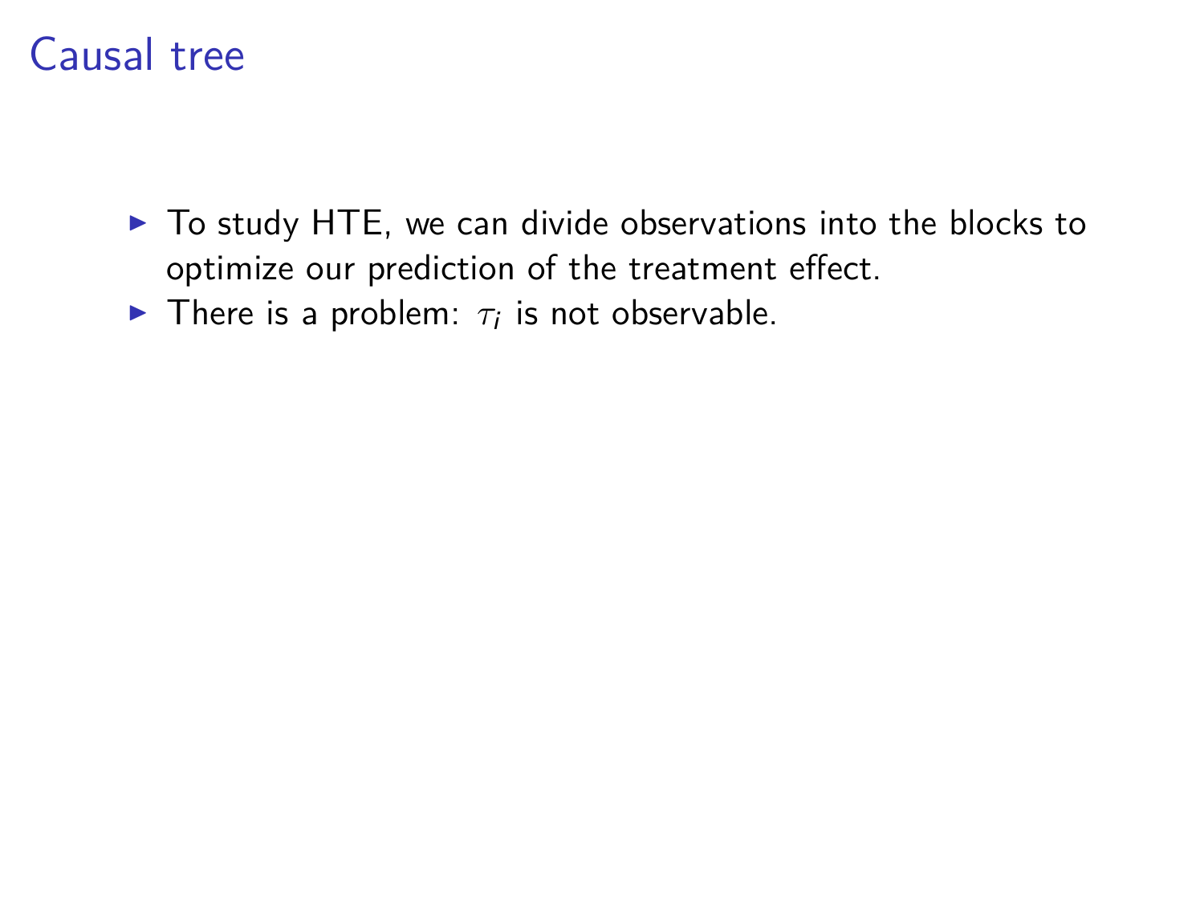# Causal tree

- To study HTE, we can divide observations into the blocks to optimize our prediction of the treatment effect.
- There is a problem: $\tau_i$ is not observable.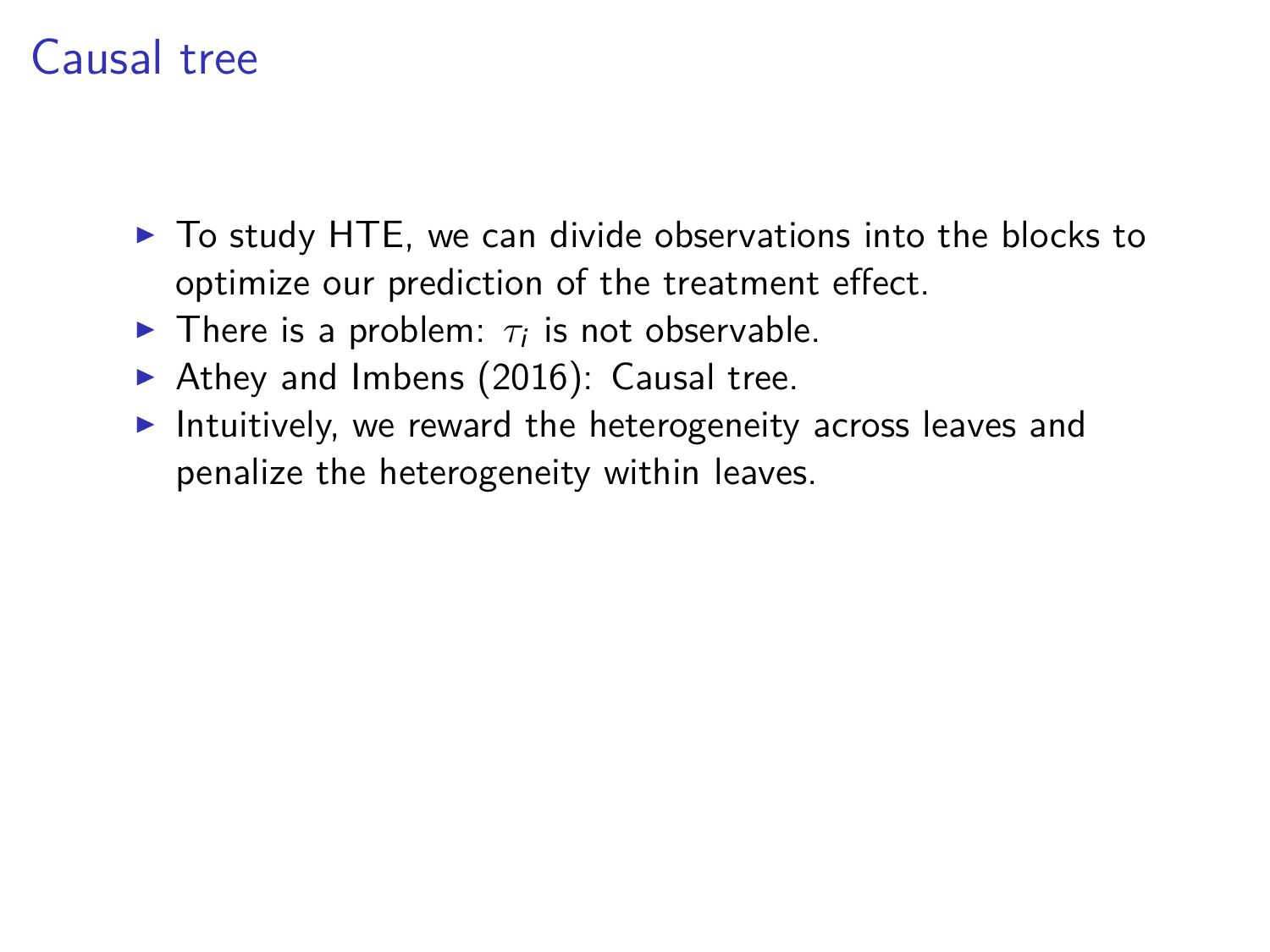# Causal tree

- To study HTE, we can divide observations into the blocks to optimize our prediction of the treatment effect.
- There is a problem: $\tau_i$ is not observable.
- Athey and Imbens (2016): Causal tree.
- Intuitively, we reward the heterogeneity across leaves and penalize the heterogeneity within leaves.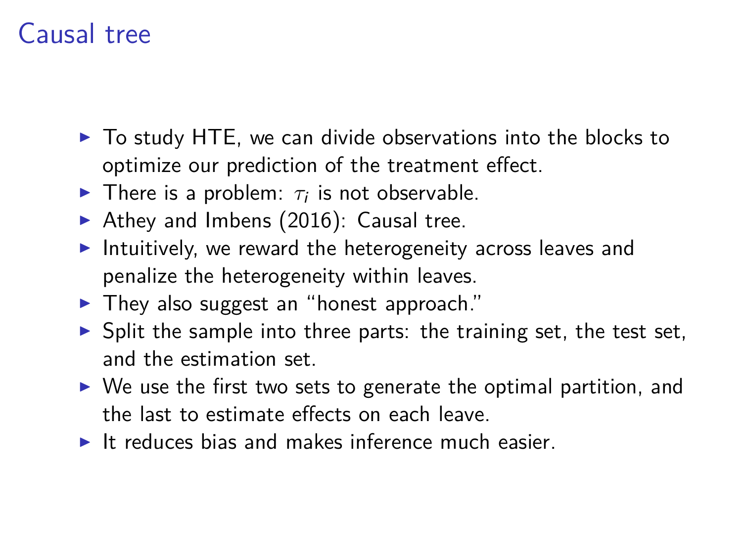# Causal tree

- To study HTE, we can divide observations into the blocks to optimize our prediction of the treatment effect.
- There is a problem: $\tau_i$ is not observable.
- Athey and Imbens (2016): Causal tree.
- Intuitively, we reward the heterogeneity across leaves and penalize the heterogeneity within leaves.
- They also suggest an "honest approach."
- Split the sample into three parts: the training set, the test set, and the estimation set.
- We use the first two sets to generate the optimal partition, and the last to estimate effects on each leave.
- It reduces bias and makes inference much easier.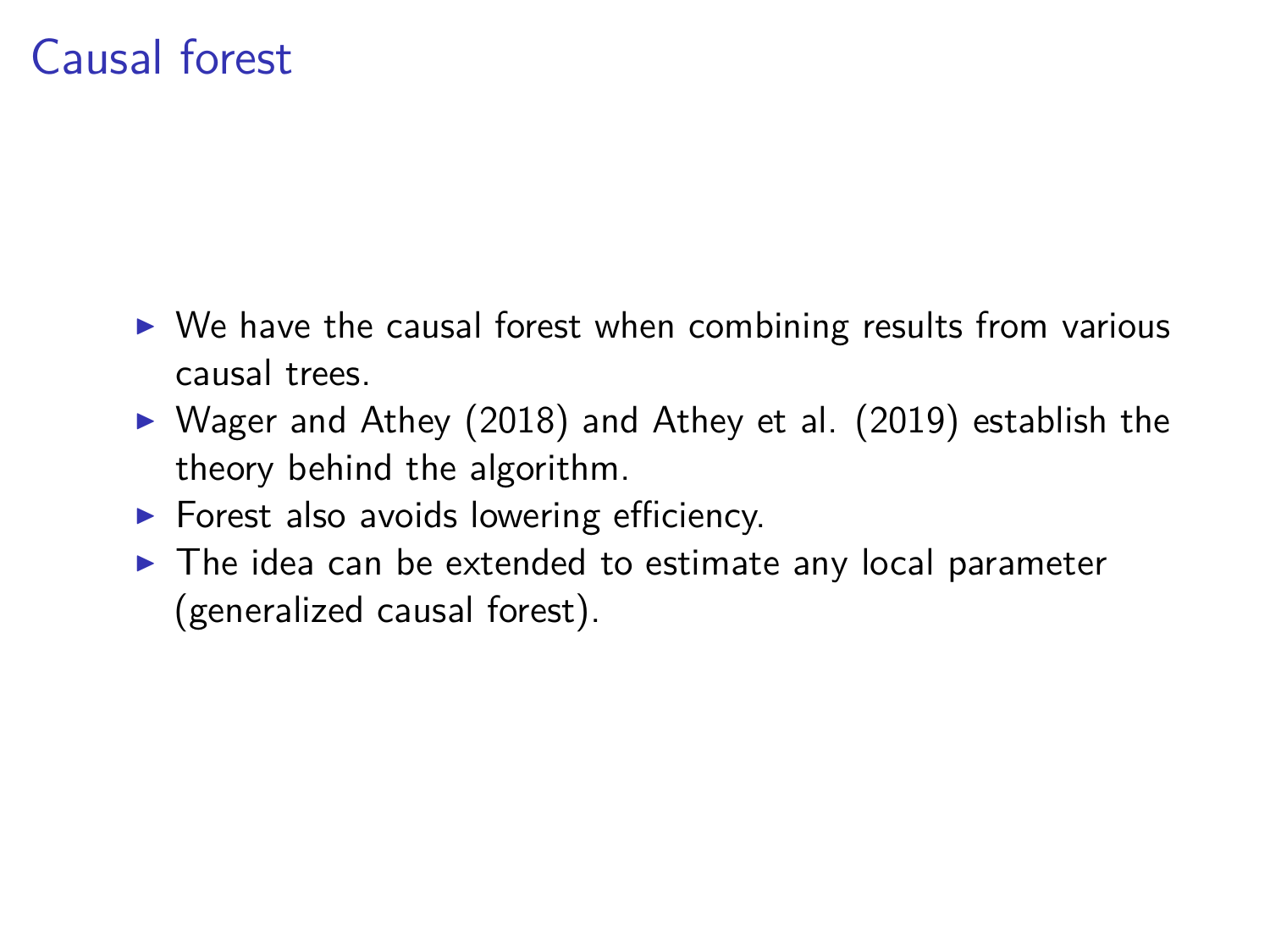# Causal forest

- We have the causal forest when combining results from various causal trees.
- Wager and Athey (2018) and Athey et al. (2019) establish the theory behind the algorithm.
- Forest also avoids lowering efficiency.
- The idea can be extended to estimate any local parameter (generalized causal forest).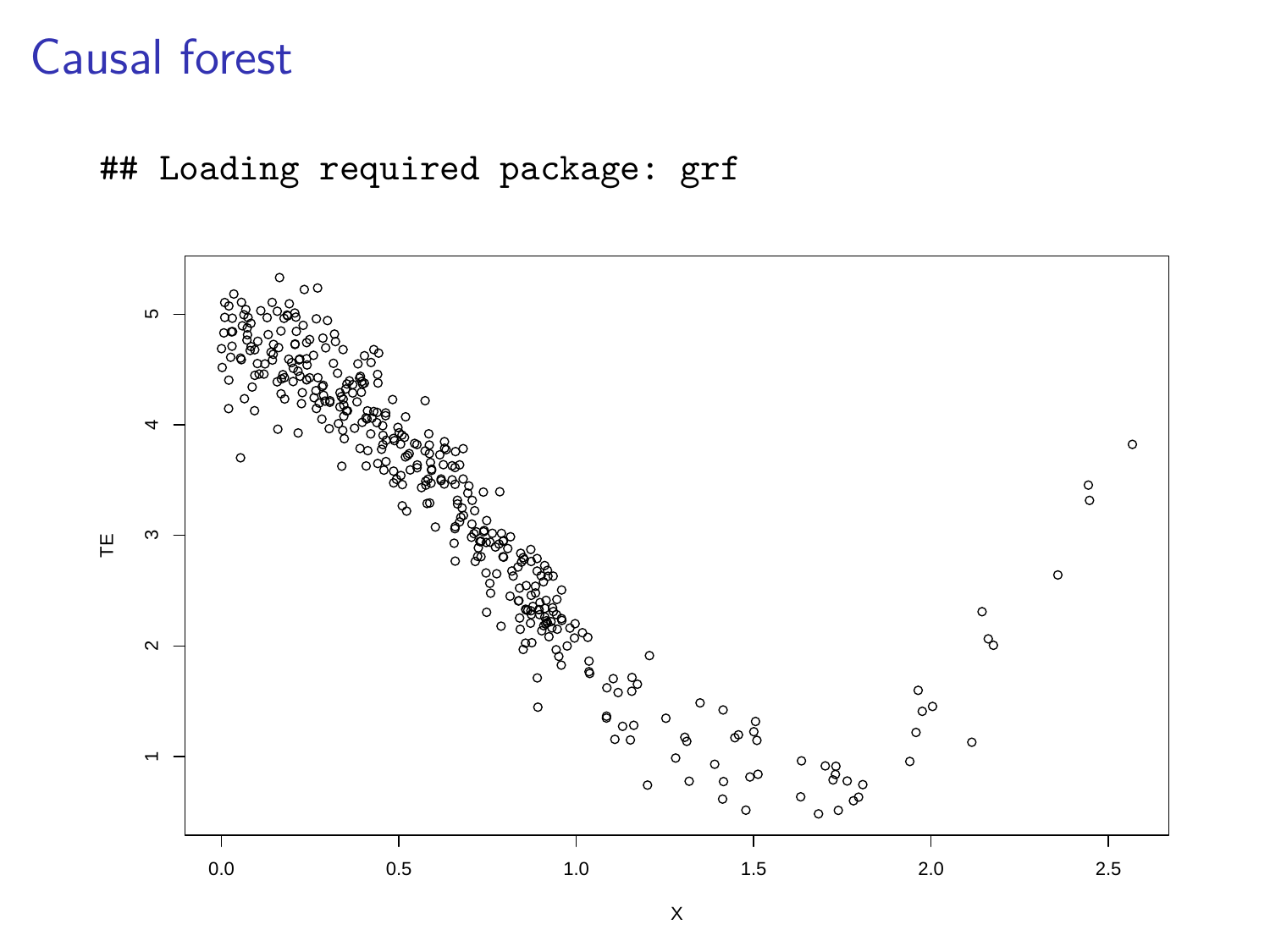# Causal forest

```
## Loading required package: grf
```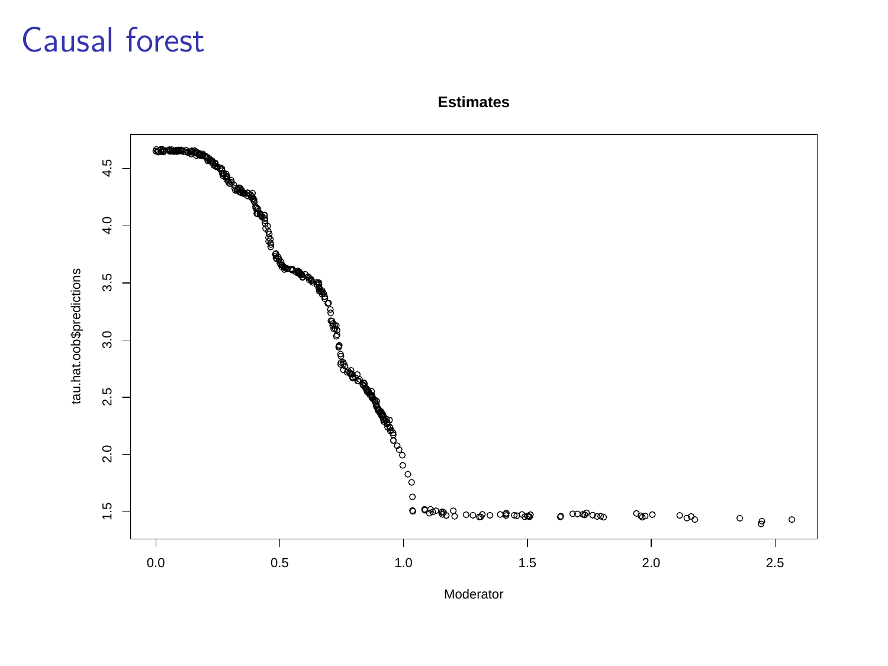# Causal forest

**Estimates**

tau.hat.oob$predictions

Moderator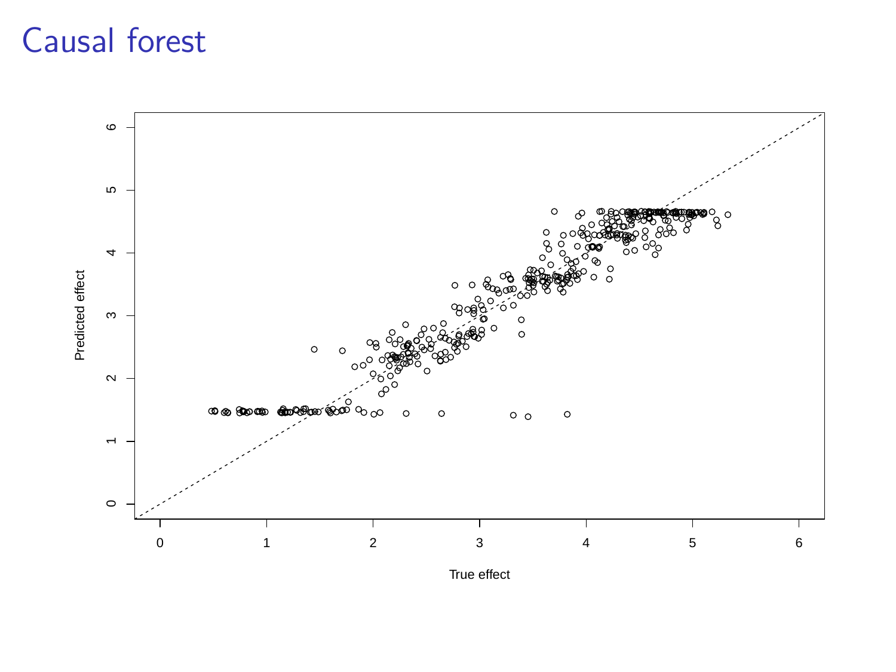# Causal forest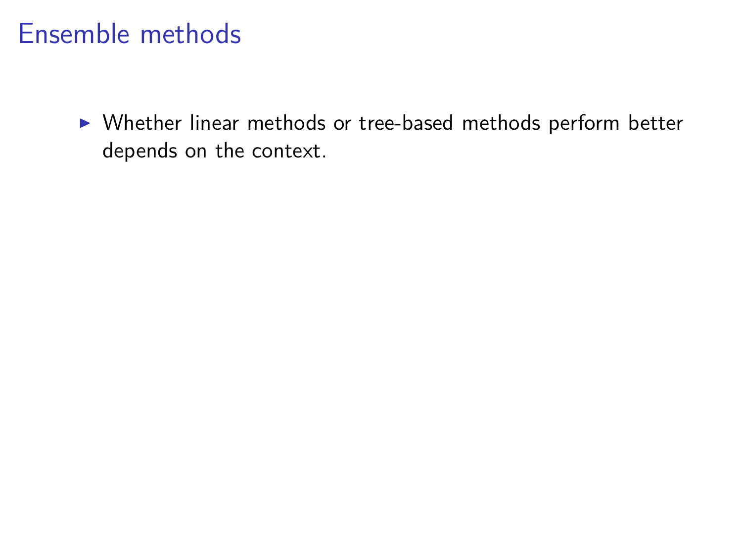# Ensemble methods

- Whether linear methods or tree-based methods perform better depends on the context.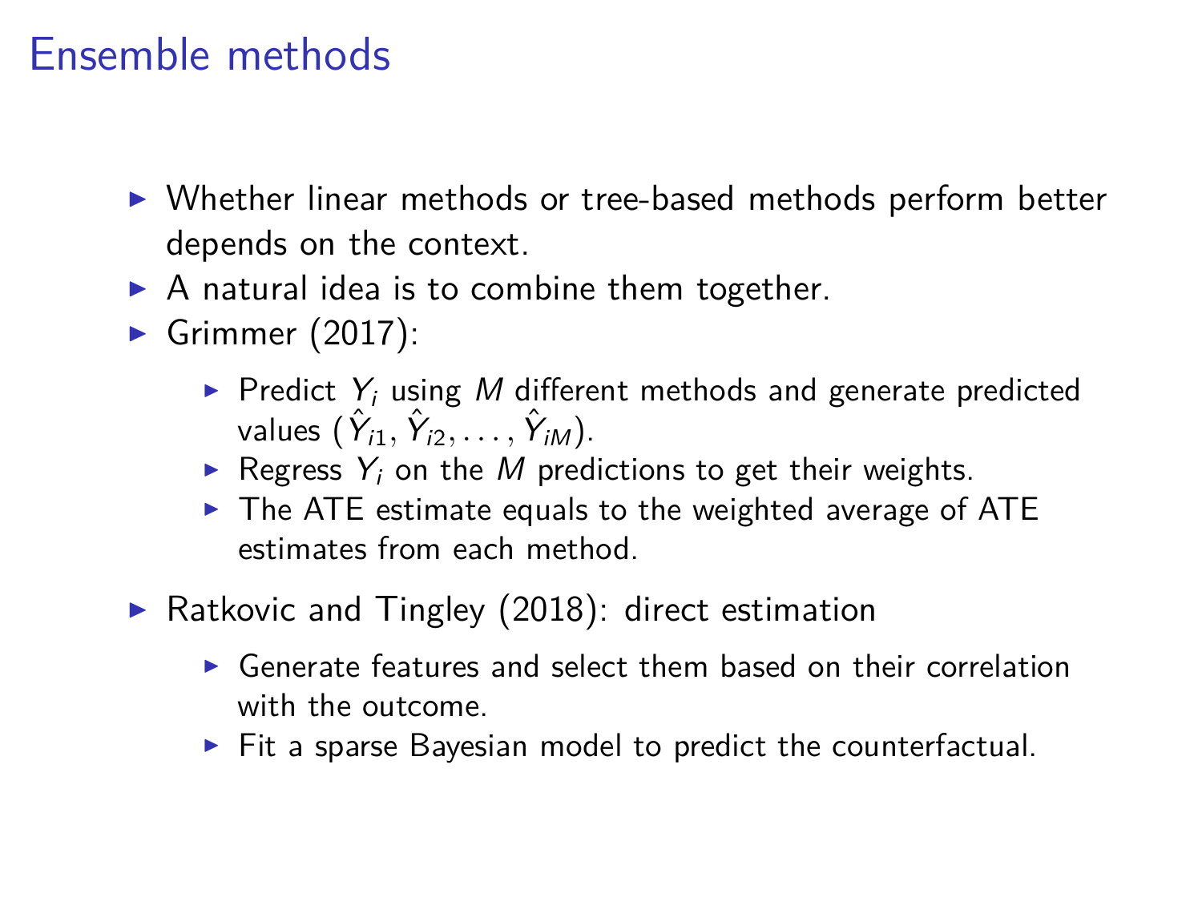# Ensemble methods

- Whether linear methods or tree-based methods perform better depends on the context.
- A natural idea is to combine them together.
- Grimmer (2017):
  - Predict $Y_i$ using $M$ different methods and generate predicted values $(\hat{Y}_{i1}, \hat{Y}_{i2}, \ldots, \hat{Y}_{iM})$.
  - Regress $Y_i$ on the $M$ predictions to get their weights.
  - The ATE estimate equals to the weighted average of ATE estimates from each method.
- Ratkovic and Tingley (2018): direct estimation
  - Generate features and select them based on their correlation with the outcome.
  - Fit a sparse Bayesian model to predict the counterfactual.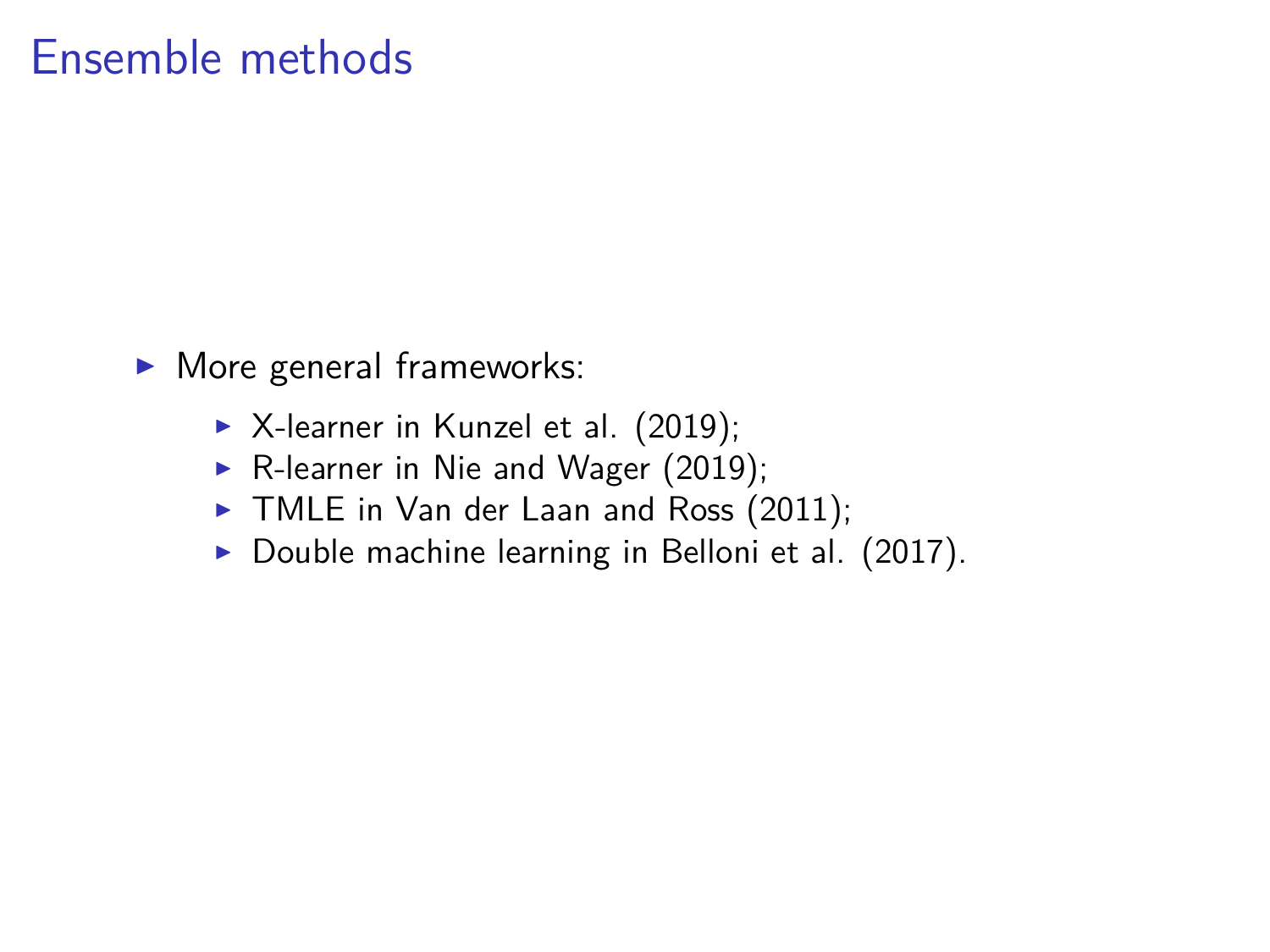# Ensemble methods

- More general frameworks:
  - X-learner in Kunzel et al. (2019);
  - R-learner in Nie and Wager (2019);
  - TMLE in Van der Laan and Ross (2011);
  - Double machine learning in Belloni et al. (2017).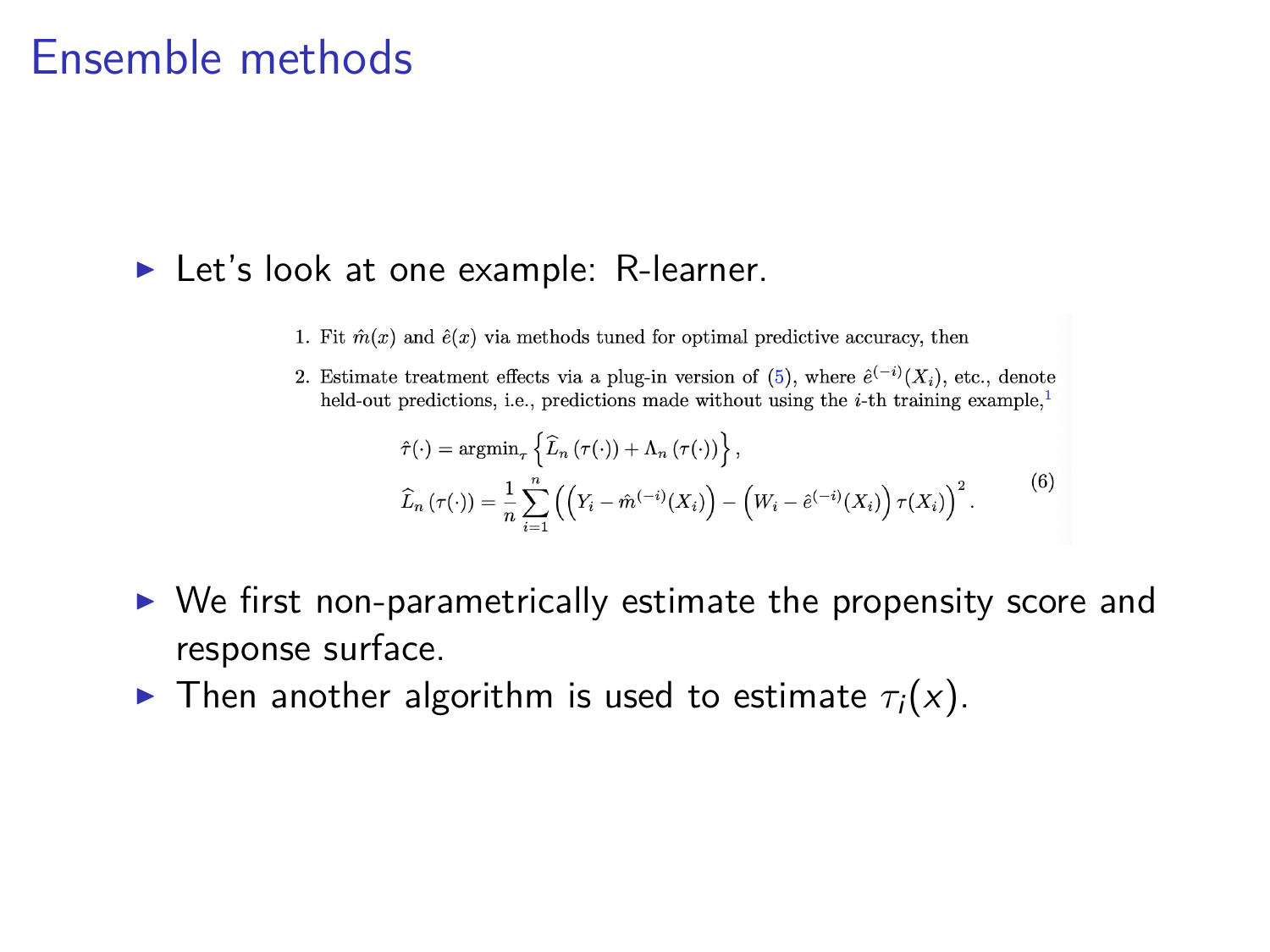# Ensemble methods

- Let's look at one example: R-learner.

1. Fit $\hat{m}(x)$ and $\hat{e}(x)$ via methods tuned for optimal predictive accuracy, then
2. Estimate treatment effects via a plug-in version of (5), where $\hat{e}^{(-i)}(X_i)$, etc., denote held-out predictions, i.e., predictions made without using the $i$-th training example,[1]

$$\hat{\tau}(\cdot) = \operatorname{argmin}_{\tau} \left\{ \widehat{L}_n\left(\tau(\cdot)\right) + \Lambda_n\left(\tau(\cdot)\right) \right\},$$
$$\widehat{L}_n\left(\tau(\cdot)\right) = \frac{1}{n} \sum_{i=1}^{n} \left( \left( Y_i - \hat{m}^{(-i)}(X_i) \right) - \left( W_i - \hat{e}^{(-i)}(X_i) \right) \tau(X_i) \right)^2 . \tag{6}$$

- We first non-parametrically estimate the propensity score and response surface.
- Then another algorithm is used to estimate $\tau_i(x)$.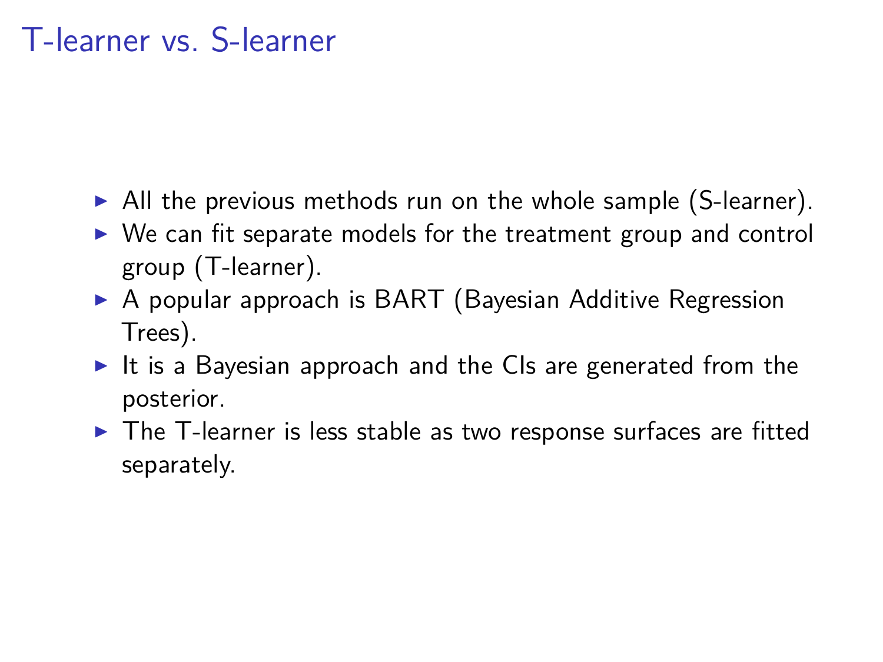# T-learner vs. S-learner

- All the previous methods run on the whole sample (S-learner).
- We can fit separate models for the treatment group and control group (T-learner).
- A popular approach is BART (Bayesian Additive Regression Trees).
- It is a Bayesian approach and the CIs are generated from the posterior.
- The T-learner is less stable as two response surfaces are fitted separately.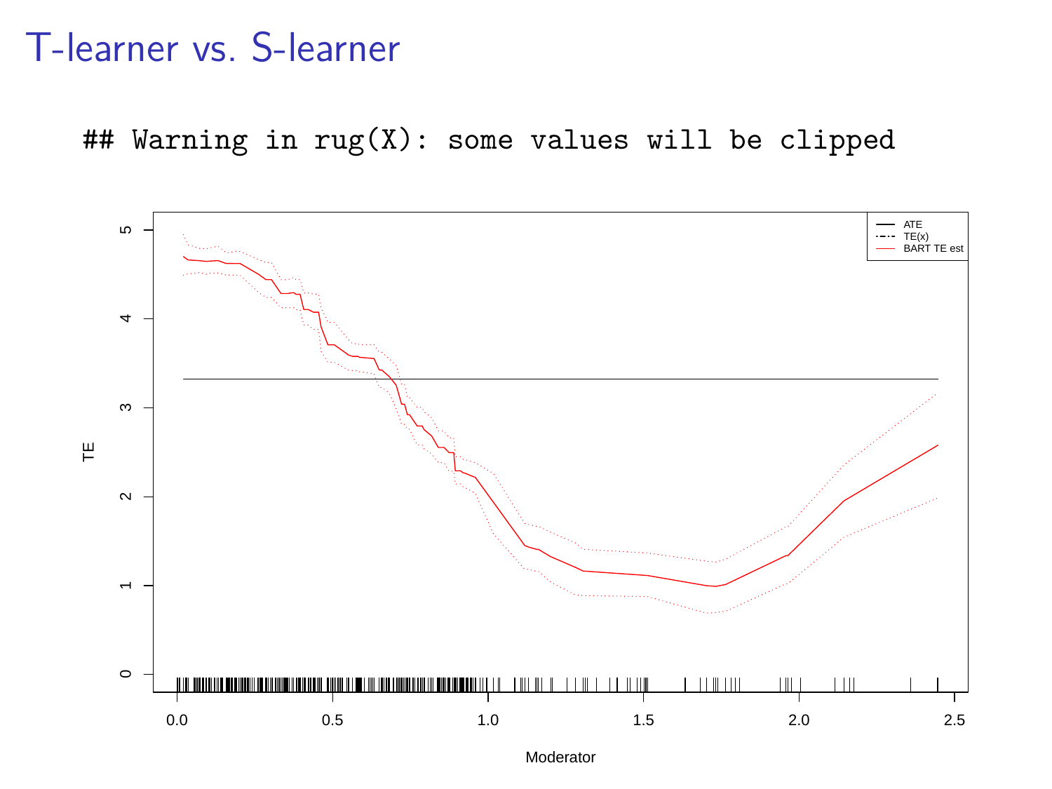# T-learner vs. S-learner

```
## Warning in rug(X): some values will be clipped
```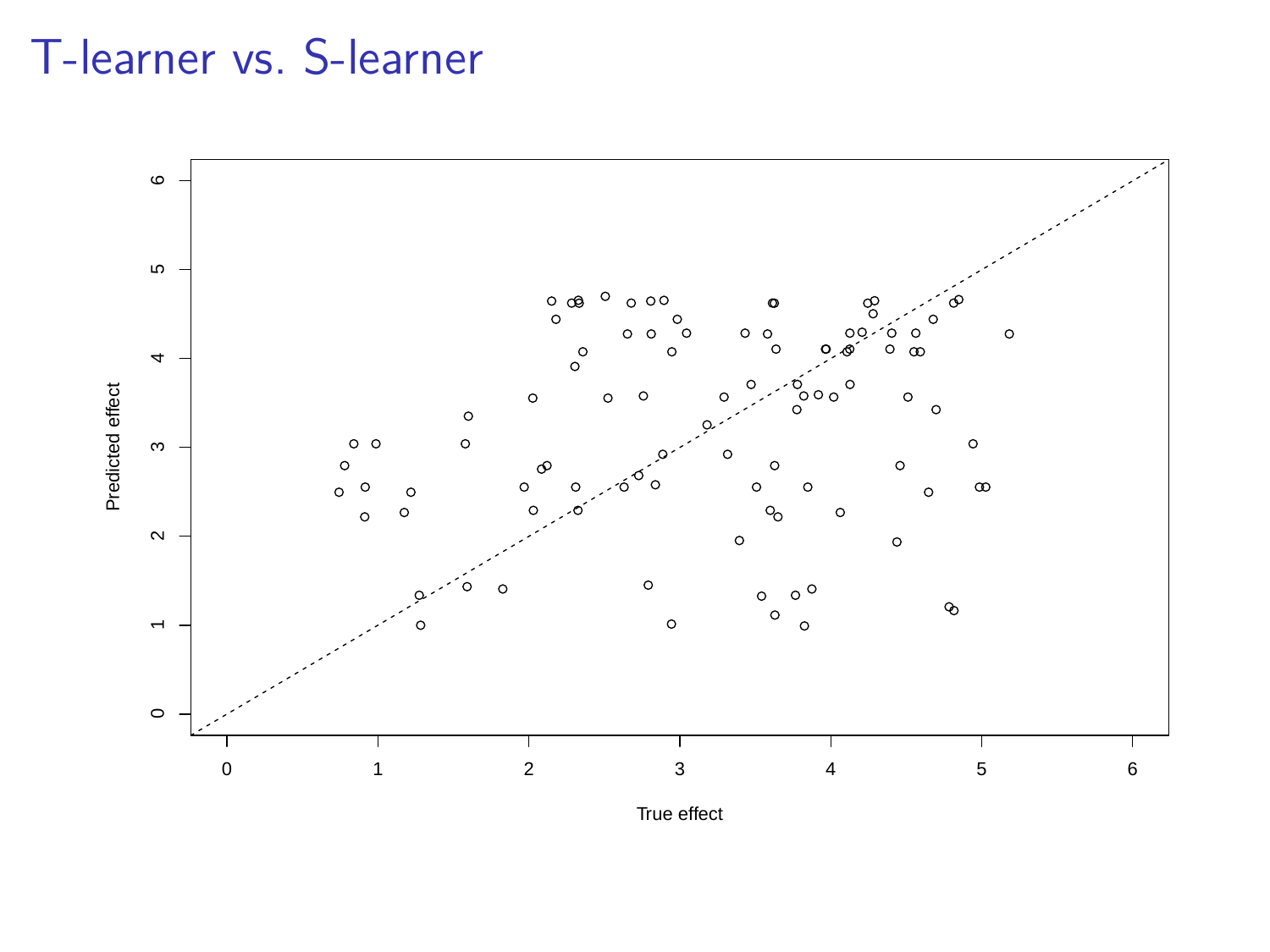# T-learner vs. S-learner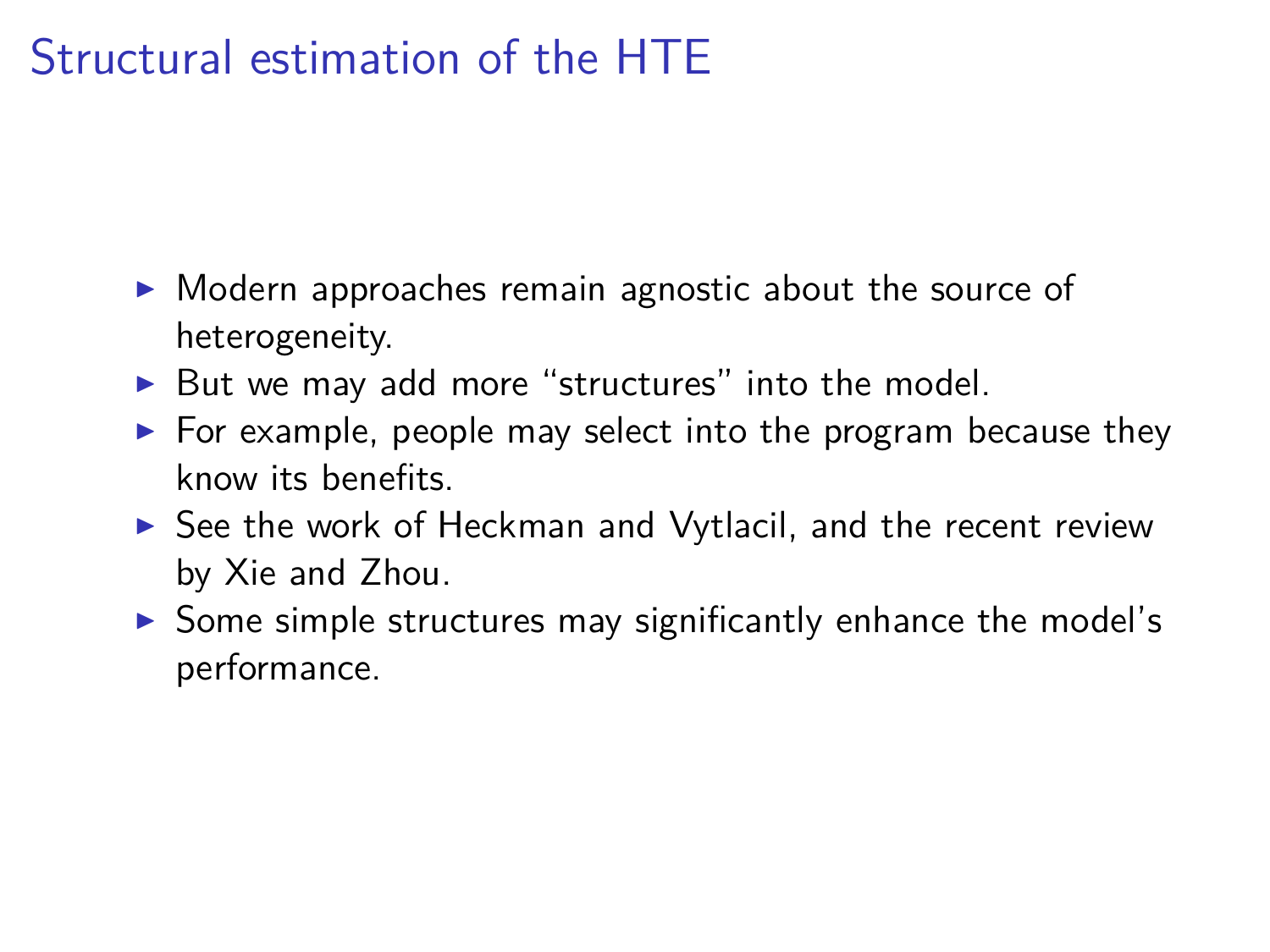# Structural estimation of the HTE

- Modern approaches remain agnostic about the source of heterogeneity.
- But we may add more "structures" into the model.
- For example, people may select into the program because they know its benefits.
- See the work of Heckman and Vytlacil, and the recent review by Xie and Zhou.
- Some simple structures may significantly enhance the model's performance.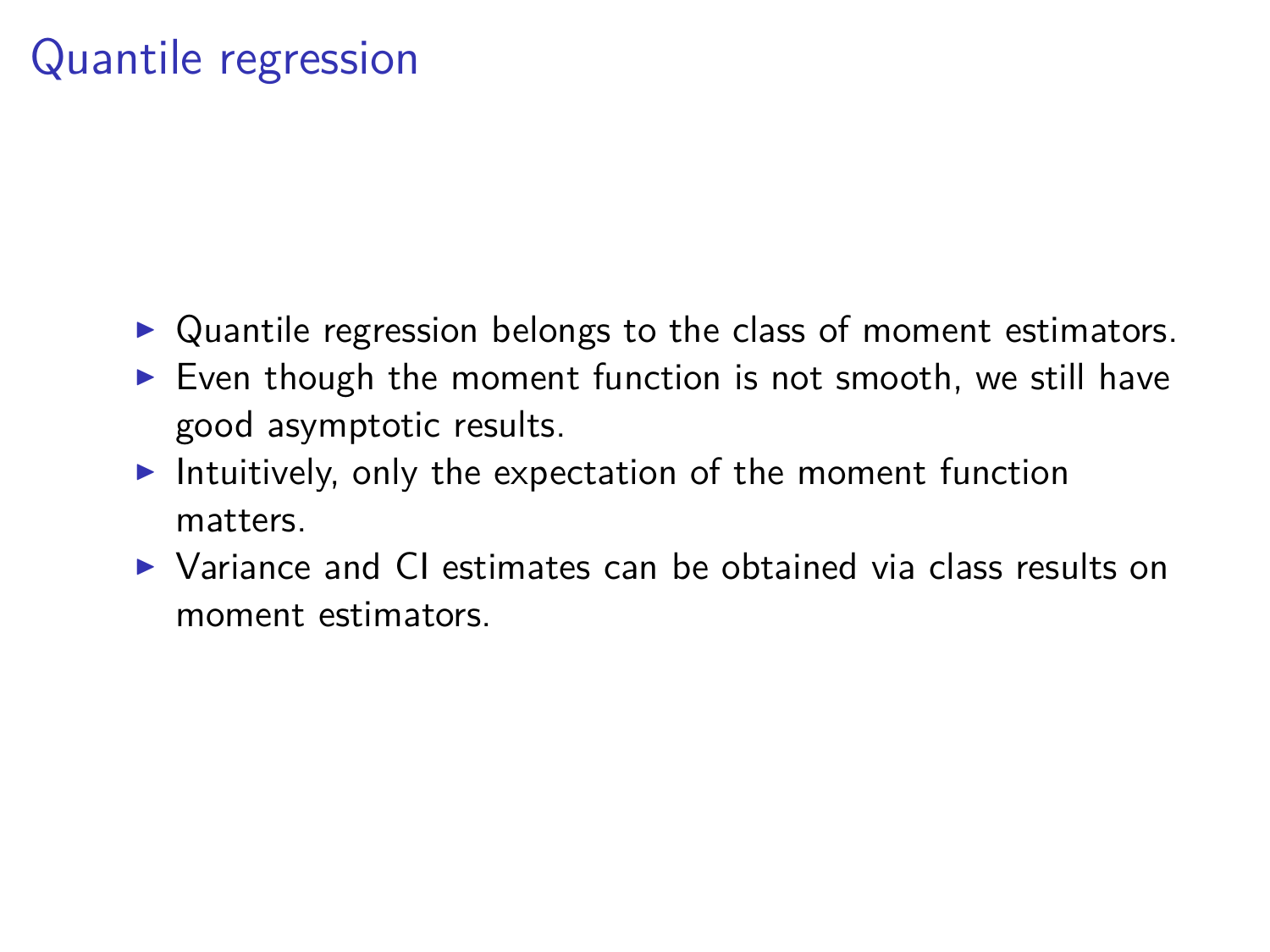# Quantile regression

- Quantile regression belongs to the class of moment estimators.
- Even though the moment function is not smooth, we still have good asymptotic results.
- Intuitively, only the expectation of the moment function matters.
- Variance and CI estimates can be obtained via class results on moment estimators.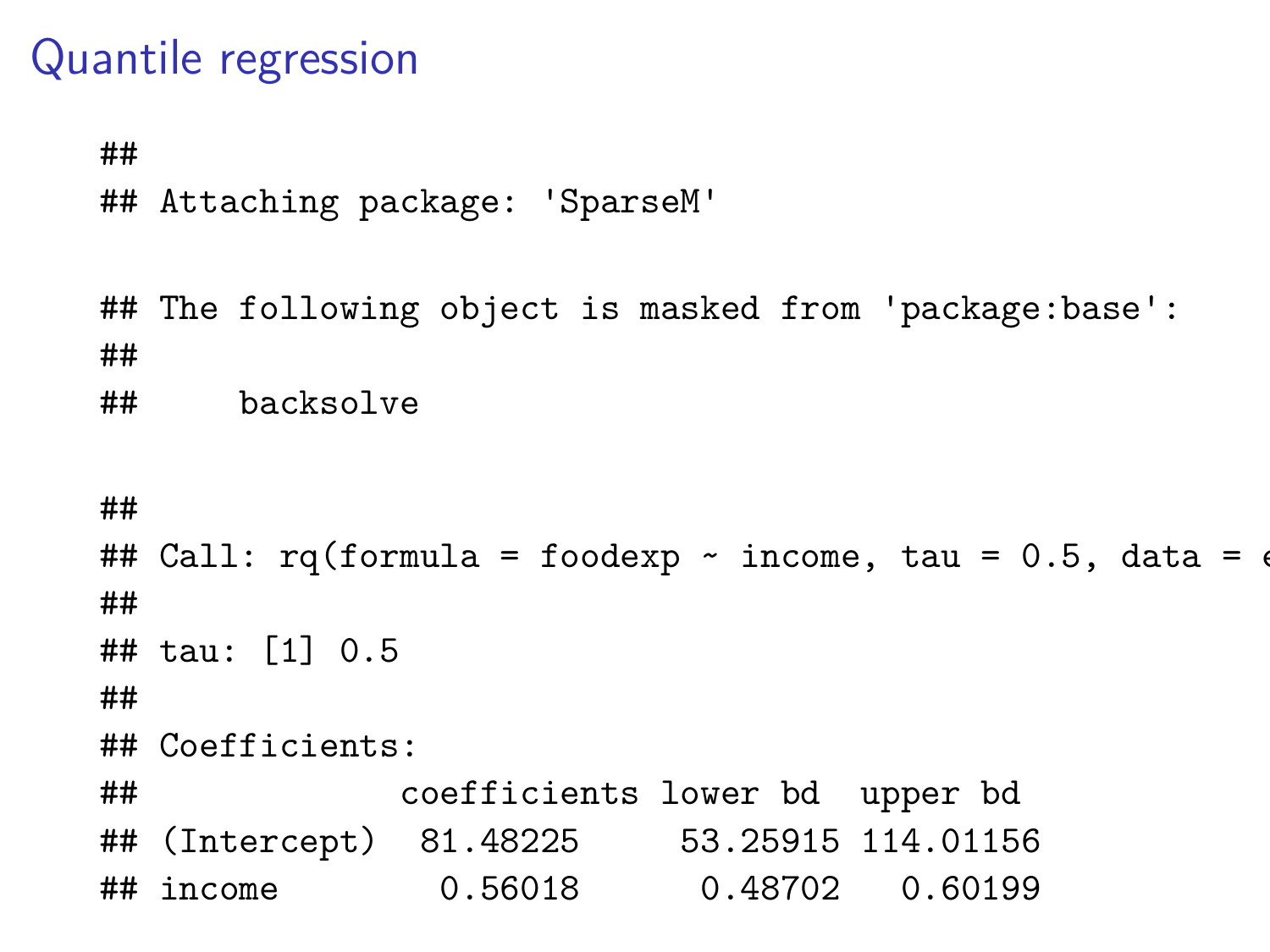# Quantile regression

```
##
## Attaching package: 'SparseM'

## The following object is masked from 'package:base':
##
##     backsolve

##
## Call: rq(formula = foodexp ~ income, tau = 0.5, data = e
##
## tau: [1] 0.5
##
## Coefficients:
##             coefficients lower bd  upper bd
## (Intercept)  81.48225     53.25915 114.01156
## income        0.56018      0.48702   0.60199
```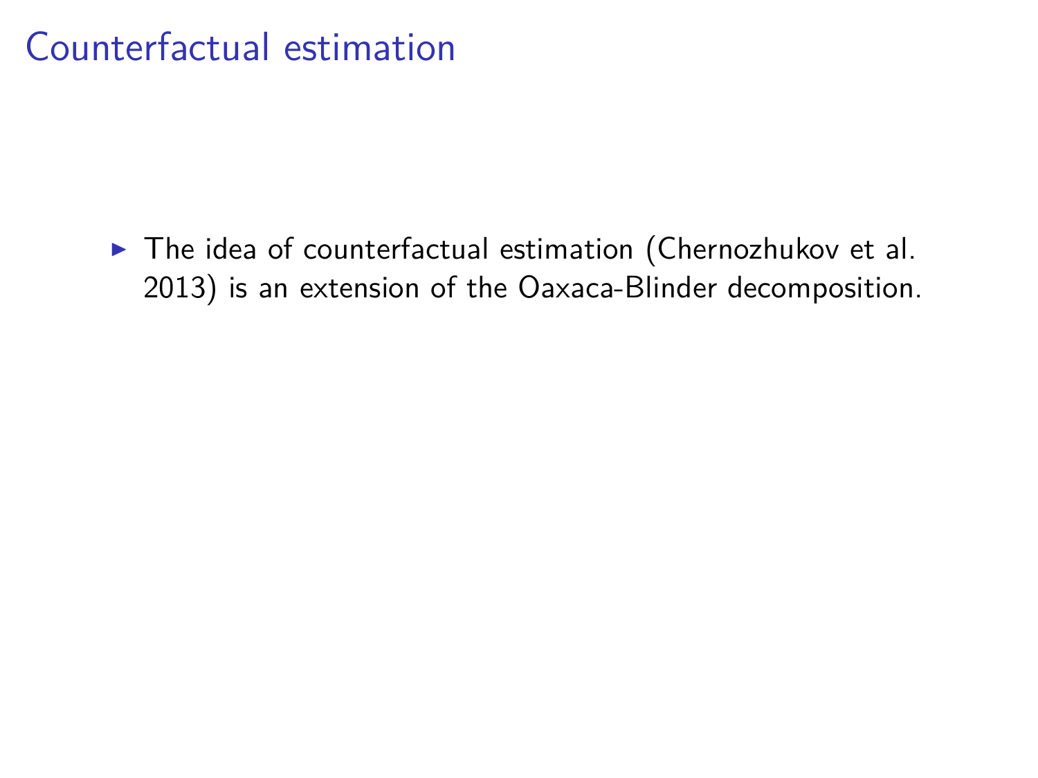# Counterfactual estimation

- The idea of counterfactual estimation (Chernozhukov et al. 2013) is an extension of the Oaxaca-Blinder decomposition.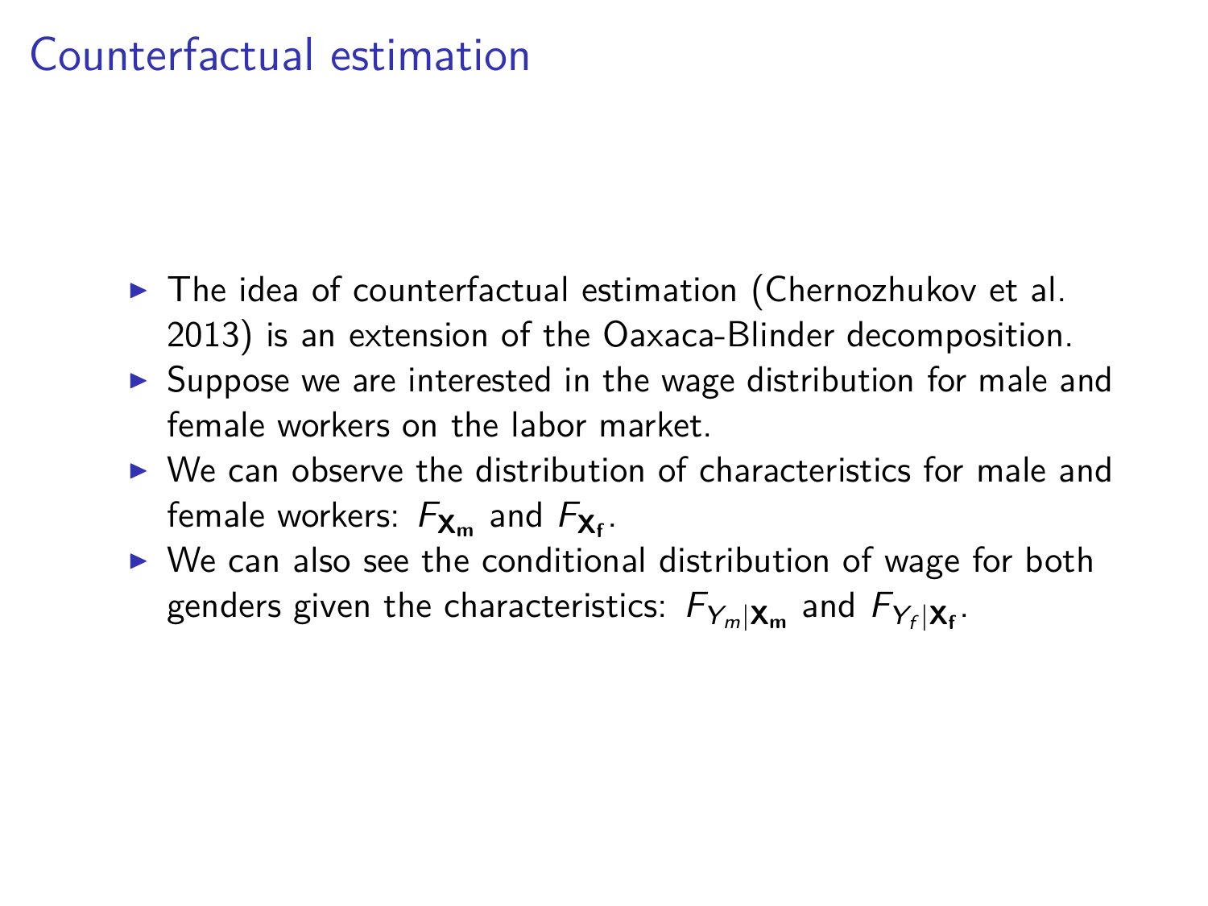# Counterfactual estimation

- The idea of counterfactual estimation (Chernozhukov et al. 2013) is an extension of the Oaxaca-Blinder decomposition.
- Suppose we are interested in the wage distribution for male and female workers on the labor market.
- We can observe the distribution of characteristics for male and female workers: $F_{\mathbf{X_m}}$ and $F_{\mathbf{X_f}}$.
- We can also see the conditional distribution of wage for both genders given the characteristics: $F_{Y_m|\mathbf{X_m}}$ and $F_{Y_f|\mathbf{X_f}}$.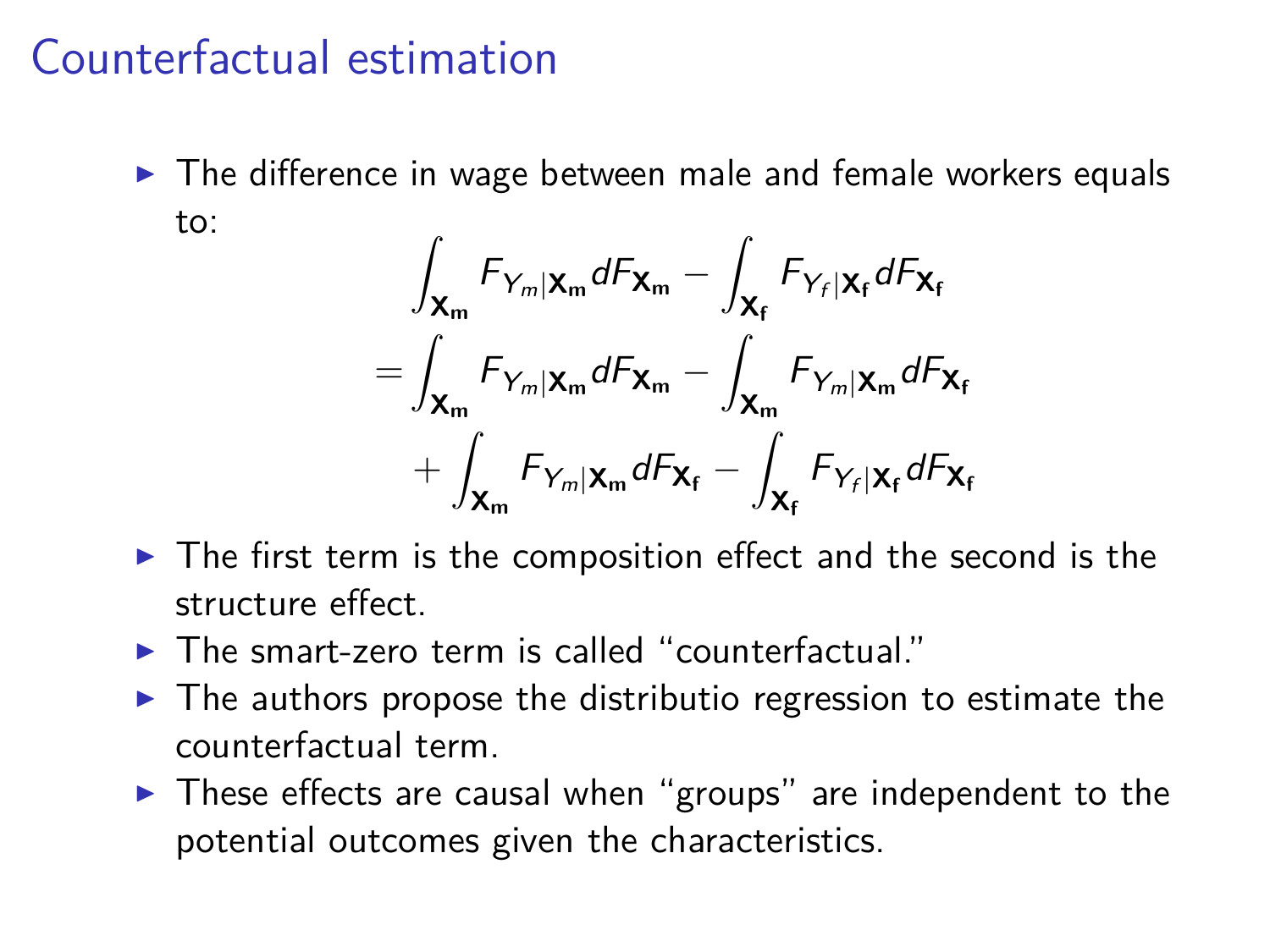# Counterfactual estimation

- The difference in wage between male and female workers equals to:

$$
\begin{aligned}
&\int_{\mathbf{X_m}} F_{Y_m|\mathbf{X_m}} dF_{\mathbf{X_m}} - \int_{\mathbf{X_f}} F_{Y_f|\mathbf{X_f}} dF_{\mathbf{X_f}} \\
=&\int_{\mathbf{X_m}} F_{Y_m|\mathbf{X_m}} dF_{\mathbf{X_m}} - \int_{\mathbf{X_m}} F_{Y_m|\mathbf{X_m}} dF_{\mathbf{X_f}} \\
&+ \int_{\mathbf{X_m}} F_{Y_m|\mathbf{X_m}} dF_{\mathbf{X_f}} - \int_{\mathbf{X_f}} F_{Y_f|\mathbf{X_f}} dF_{\mathbf{X_f}}
\end{aligned}
$$

- The first term is the composition effect and the second is the structure effect.
- The smart-zero term is called "counterfactual."
- The authors propose the distributio regression to estimate the counterfactual term.
- These effects are causal when "groups" are independent to the potential outcomes given the characteristics.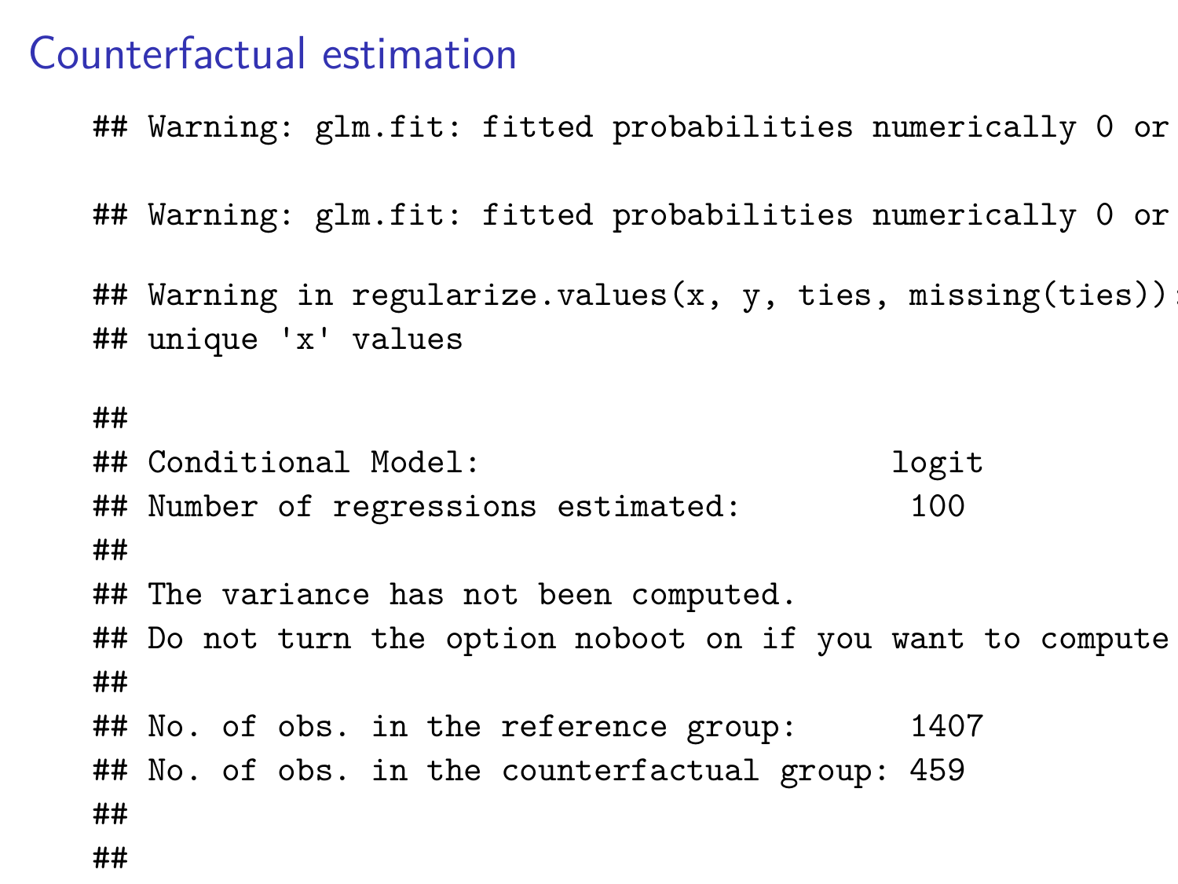# Counterfactual estimation

```
## Warning: glm.fit: fitted probabilities numerically 0 or

## Warning: glm.fit: fitted probabilities numerically 0 or

## Warning in regularize.values(x, y, ties, missing(ties))
## unique 'x' values

##
## Conditional Model:                          logit
## Number of regressions estimated:             100
##
## The variance has not been computed.
## Do not turn the option noboot on if you want to compute
##
## No. of obs. in the reference group:          1407
## No. of obs. in the counterfactual group: 459
##
##
```